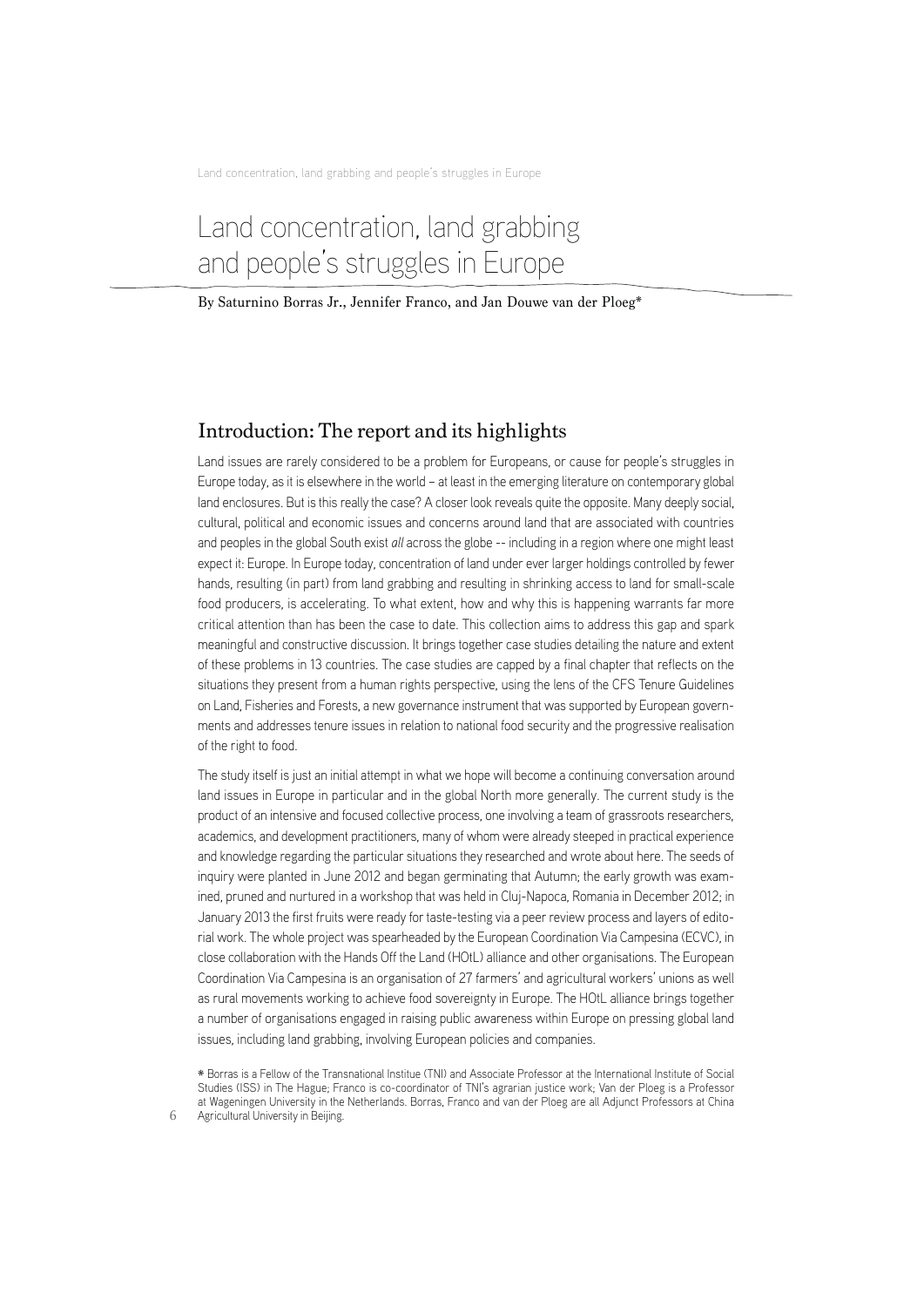# Land concentration, land grabbing and people's struggles in Europe

By Saturnino Borras Jr., Jennifer Franco, and Jan Douwe van der Ploeg*

## Introduction: The report and its highlights

Land issues are rarely considered to be a problem for Europeans, or cause for people's struggles in Europe today, as it is elsewhere in the world – at least in the emerging literature on contemporary global land enclosures. But is this really the case? A closer look reveals quite the opposite. Many deeply social, cultural, political and economic issues and concerns around land that are associated with countries and peoples in the global South exist *all* across the globe -- including in a region where one might least expect it: Europe. In Europe today, concentration of land under ever larger holdings controlled by fewer hands, resulting (in part) from land grabbing and resulting in shrinking access to land for small-scale food producers, is accelerating. To what extent, how and why this is happening warrants far more critical attention than has been the case to date. This collection aims to address this gap and spark meaningful and constructive discussion. It brings together case studies detailing the nature and extent of these problems in 13 countries. The case studies are capped by a final chapter that reflects on the situations they present from a human rights perspective, using the lens of the CFS Tenure Guidelines on Land, Fisheries and Forests, a new governance instrument that was supported by European governments and addresses tenure issues in relation to national food security and the progressive realisation of the right to food.

The study itself is just an initial attempt in what we hope will become a continuing conversation around land issues in Europe in particular and in the global North more generally. The current study is the product of an intensive and focused collective process, one involving a team of grassroots researchers, academics, and development practitioners, many of whom were already steeped in practical experience and knowledge regarding the particular situations they researched and wrote about here. The seeds of inquiry were planted in June 2012 and began germinating that Autumn; the early growth was examined, pruned and nurtured in a workshop that was held in Cluj-Napoca, Romania in December 2012; in January 2013 the first fruits were ready for taste-testing via a peer review process and layers of editorial work. The whole project was spearheaded by the European Coordination Via Campesina (ECVC), in close collaboration with the Hands Off the Land (HOtL) alliance and other organisations. The European Coordination Via Campesina is an organisation of 27 farmers' and agricultural workers' unions as well as rural movements working to achieve food sovereignty in Europe. The HOtL alliance brings together a number of organisations engaged in raising public awareness within Europe on pressing global land issues, including land grabbing, involving European policies and companies.

\* Borras is a Fellow of the Transnational Institue (TNI) and Associate Professor at the International Institute of Social Studies (ISS) in The Hague; Franco is co-coordinator of TNI's agrarian justice work; Van der Ploeg is a Professor at Wageningen University in the Netherlands. Borras, Franco and van der Ploeg are all Adjunct Professors at China Agricultural University in Beijing.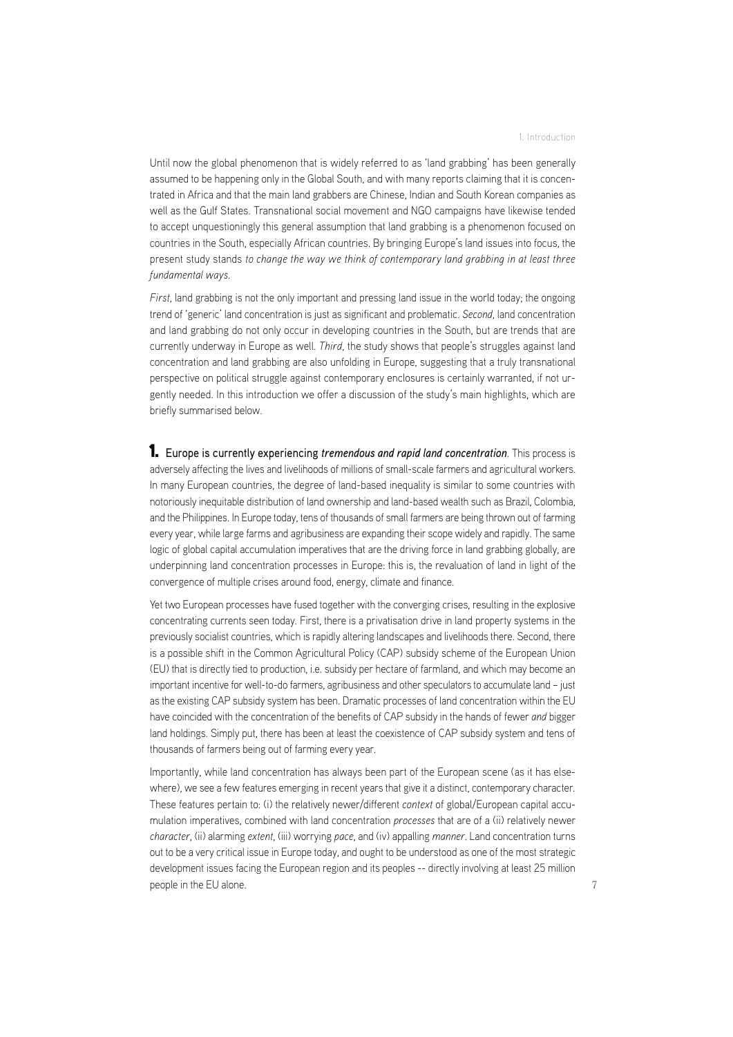Until now the global phenomenon that is widely referred to as 'land grabbing' has been generally assumed to be happening only in the Global South, and with many reports claiming that it is concentrated in Africa and that the main land grabbers are Chinese, Indian and South Korean companies as well as the Gulf States. Transnational social movement and NGO campaigns have likewise tended to accept unquestioningly this general assumption that land grabbing is a phenomenon focused on countries in the South, especially African countries. By bringing Europe's land issues into focus, the present study stands *to change the way we think of contemporary land grabbing in at least three fundamental ways.*

*First*, land grabbing is not the only important and pressing land issue in the world today; the ongoing trend of 'generic' land concentration is just as significant and problematic. *Second*, land concentration and land grabbing do not only occur in developing countries in the South, but are trends that are currently underway in Europe as well. *Third*, the study shows that people's struggles against land concentration and land grabbing are also unfolding in Europe, suggesting that a truly transnational perspective on political struggle against contemporary enclosures is certainly warranted, if not urgently needed. In this introduction we offer a discussion of the study's main highlights, which are briefly summarised below.

**1.** **Europe is currently experiencing *tremendous and rapid land concentration*.** This process is adversely affecting the lives and livelihoods of millions of small-scale farmers and agricultural workers. In many European countries, the degree of land-based inequality is similar to some countries with notoriously inequitable distribution of land ownership and land-based wealth such as Brazil, Colombia, and the Philippines. In Europe today, tens of thousands of small farmers are being thrown out of farming every year, while large farms and agribusiness are expanding their scope widely and rapidly. The same logic of global capital accumulation imperatives that are the driving force in land grabbing globally, are underpinning land concentration processes in Europe: this is, the revaluation of land in light of the convergence of multiple crises around food, energy, climate and finance.

Yet two European processes have fused together with the converging crises, resulting in the explosive concentrating currents seen today. First, there is a privatisation drive in land property systems in the previously socialist countries, which is rapidly altering landscapes and livelihoods there. Second, there is a possible shift in the Common Agricultural Policy (CAP) subsidy scheme of the European Union (EU) that is directly tied to production, i.e. subsidy per hectare of farmland, and which may become an important incentive for well-to-do farmers, agribusiness and other speculators to accumulate land – just as the existing CAP subsidy system has been. Dramatic processes of land concentration within the EU have coincided with the concentration of the benefits of CAP subsidy in the hands of fewer *and* bigger land holdings. Simply put, there has been at least the coexistence of CAP subsidy system and tens of thousands of farmers being out of farming every year.

Importantly, while land concentration has always been part of the European scene (as it has elsewhere), we see a few features emerging in recent years that give it a distinct, contemporary character. These features pertain to: (i) the relatively newer/different *context* of global/European capital accumulation imperatives, combined with land concentration *processes* that are of a (ii) relatively newer *character*, (ii) alarming *extent*, (iii) worrying *pace*, and (iv) appalling *manner*. Land concentration turns out to be a very critical issue in Europe today, and ought to be understood as one of the most strategic development issues facing the European region and its peoples -- directly involving at least 25 million people in the EU alone.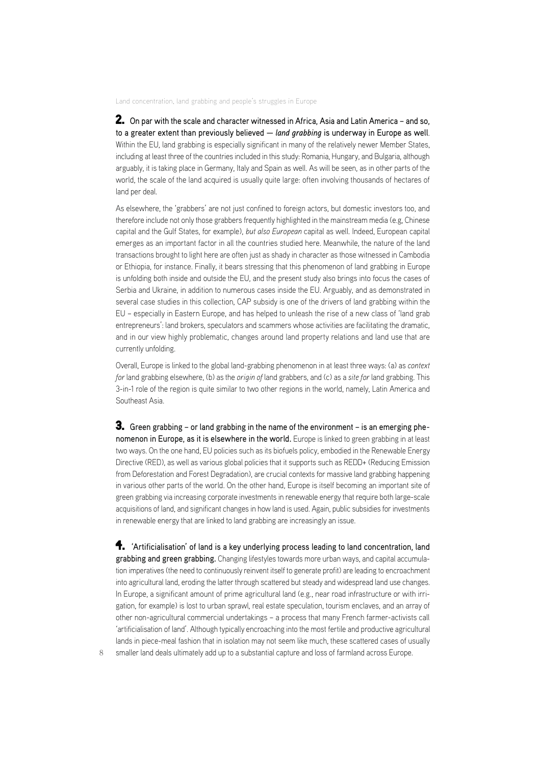**2.** **On par with the scale and character witnessed in Africa, Asia and Latin America – and so, to a greater extent than previously believed — *land grabbing* is underway in Europe as well**. Within the EU, land grabbing is especially significant in many of the relatively newer Member States, including at least three of the countries included in this study: Romania, Hungary, and Bulgaria, although arguably, it is taking place in Germany, Italy and Spain as well. As will be seen, as in other parts of the world, the scale of the land acquired is usually quite large: often involving thousands of hectares of land per deal.

As elsewhere, the 'grabbers' are not just confined to foreign actors, but domestic investors too, and therefore include not only those grabbers frequently highlighted in the mainstream media (e.g, Chinese capital and the Gulf States, for example), *but also European* capital as well. Indeed, European capital emerges as an important factor in all the countries studied here. Meanwhile, the nature of the land transactions brought to light here are often just as shady in character as those witnessed in Cambodia or Ethiopia, for instance. Finally, it bears stressing that this phenomenon of land grabbing in Europe is unfolding both inside and outside the EU, and the present study also brings into focus the cases of Serbia and Ukraine, in addition to numerous cases inside the EU. Arguably, and as demonstrated in several case studies in this collection, CAP subsidy is one of the drivers of land grabbing within the EU – especially in Eastern Europe, and has helped to unleash the rise of a new class of 'land grab entrepreneurs': land brokers, speculators and scammers whose activities are facilitating the dramatic, and in our view highly problematic, changes around land property relations and land use that are currently unfolding.

Overall, Europe is linked to the global land-grabbing phenomenon in at least three ways: (a) as *context for* land grabbing elsewhere, (b) as the *origin of* land grabbers, and (c) as a *site for* land grabbing. This 3-in-1 role of the region is quite similar to two other regions in the world, namely, Latin America and Southeast Asia.

**3.** **Green grabbing – or land grabbing in the name of the environment – is an emerging phenomenon in Europe, as it is elsewhere in the world.** Europe is linked to green grabbing in at least two ways. On the one hand, EU policies such as its biofuels policy, embodied in the Renewable Energy Directive (RED), as well as various global policies that it supports such as REDD+ (Reducing Emission from Deforestation and Forest Degradation), are crucial contexts for massive land grabbing happening in various other parts of the world. On the other hand, Europe is itself becoming an important site of green grabbing via increasing corporate investments in renewable energy that require both large-scale acquisitions of land, and significant changes in how land is used. Again, public subsidies for investments in renewable energy that are linked to land grabbing are increasingly an issue.

**4.** **'Artificialisation' of land is a key underlying process leading to land concentration, land grabbing and green grabbing.** Changing lifestyles towards more urban ways, and capital accumulation imperatives (the need to continuously reinvent itself to generate profit) are leading to encroachment into agricultural land, eroding the latter through scattered but steady and widespread land use changes. In Europe, a significant amount of prime agricultural land (e.g., near road infrastructure or with irrigation, for example) is lost to urban sprawl, real estate speculation, tourism enclaves, and an array of other non-agricultural commercial undertakings – a process that many French farmer-activists call 'artificialisation of land'. Although typically encroaching into the most fertile and productive agricultural lands in piece-meal fashion that in isolation may not seem like much, these scattered cases of usually smaller land deals ultimately add up to a substantial capture and loss of farmland across Europe.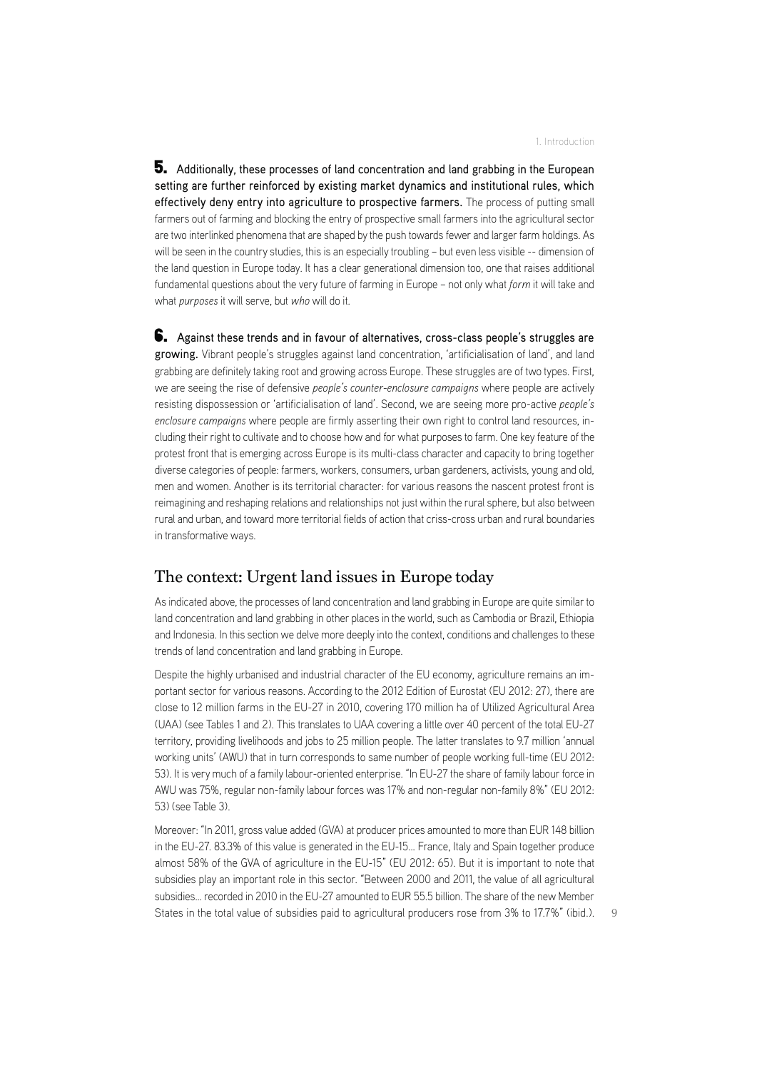**5. Additionally, these processes of land concentration and land grabbing in the European setting are further reinforced by existing market dynamics and institutional rules, which effectively deny entry into agriculture to prospective farmers.** The process of putting small farmers out of farming and blocking the entry of prospective small farmers into the agricultural sector are two interlinked phenomena that are shaped by the push towards fewer and larger farm holdings. As will be seen in the country studies, this is an especially troubling – but even less visible -- dimension of the land question in Europe today. It has a clear generational dimension too, one that raises additional fundamental questions about the very future of farming in Europe – not only what *form* it will take and what *purposes* it will serve, but *who* will do it.

**6. Against these trends and in favour of alternatives, cross-class people's struggles are growing.** Vibrant people's struggles against land concentration, 'artificialisation of land', and land grabbing are definitely taking root and growing across Europe. These struggles are of two types. First, we are seeing the rise of defensive *people's counter-enclosure campaigns* where people are actively resisting dispossession or 'artificialisation of land'. Second, we are seeing more pro-active *people's enclosure campaigns* where people are firmly asserting their own right to control land resources, including their right to cultivate and to choose how and for what purposes to farm. One key feature of the protest front that is emerging across Europe is its multi-class character and capacity to bring together diverse categories of people: farmers, workers, consumers, urban gardeners, activists, young and old, men and women. Another is its territorial character: for various reasons the nascent protest front is reimagining and reshaping relations and relationships not just within the rural sphere, but also between rural and urban, and toward more territorial fields of action that criss-cross urban and rural boundaries in transformative ways.

## The context: Urgent land issues in Europe today

As indicated above, the processes of land concentration and land grabbing in Europe are quite similar to land concentration and land grabbing in other places in the world, such as Cambodia or Brazil, Ethiopia and Indonesia. In this section we delve more deeply into the context, conditions and challenges to these trends of land concentration and land grabbing in Europe.

Despite the highly urbanised and industrial character of the EU economy, agriculture remains an important sector for various reasons. According to the 2012 Edition of Eurostat (EU 2012: 27), there are close to 12 million farms in the EU-27 in 2010, covering 170 million ha of Utilized Agricultural Area (UAA) (see Tables 1 and 2). This translates to UAA covering a little over 40 percent of the total EU-27 territory, providing livelihoods and jobs to 25 million people. The latter translates to 9.7 million 'annual working units' (AWU) that in turn corresponds to same number of people working full-time (EU 2012: 53). It is very much of a family labour-oriented enterprise. "In EU-27 the share of family labour force in AWU was 75%, regular non-family labour forces was 17% and non-regular non-family 8%" (EU 2012: 53) (see Table 3).

Moreover: "In 2011, gross value added (GVA) at producer prices amounted to more than EUR 148 billion in the EU-27. 83.3% of this value is generated in the EU-15... France, Italy and Spain together produce almost 58% of the GVA of agriculture in the EU-15" (EU 2012: 65). But it is important to note that subsidies play an important role in this sector. "Between 2000 and 2011, the value of all agricultural subsidies... recorded in 2010 in the EU-27 amounted to EUR 55.5 billion. The share of the new Member States in the total value of subsidies paid to agricultural producers rose from 3% to 17.7%" (ibid.).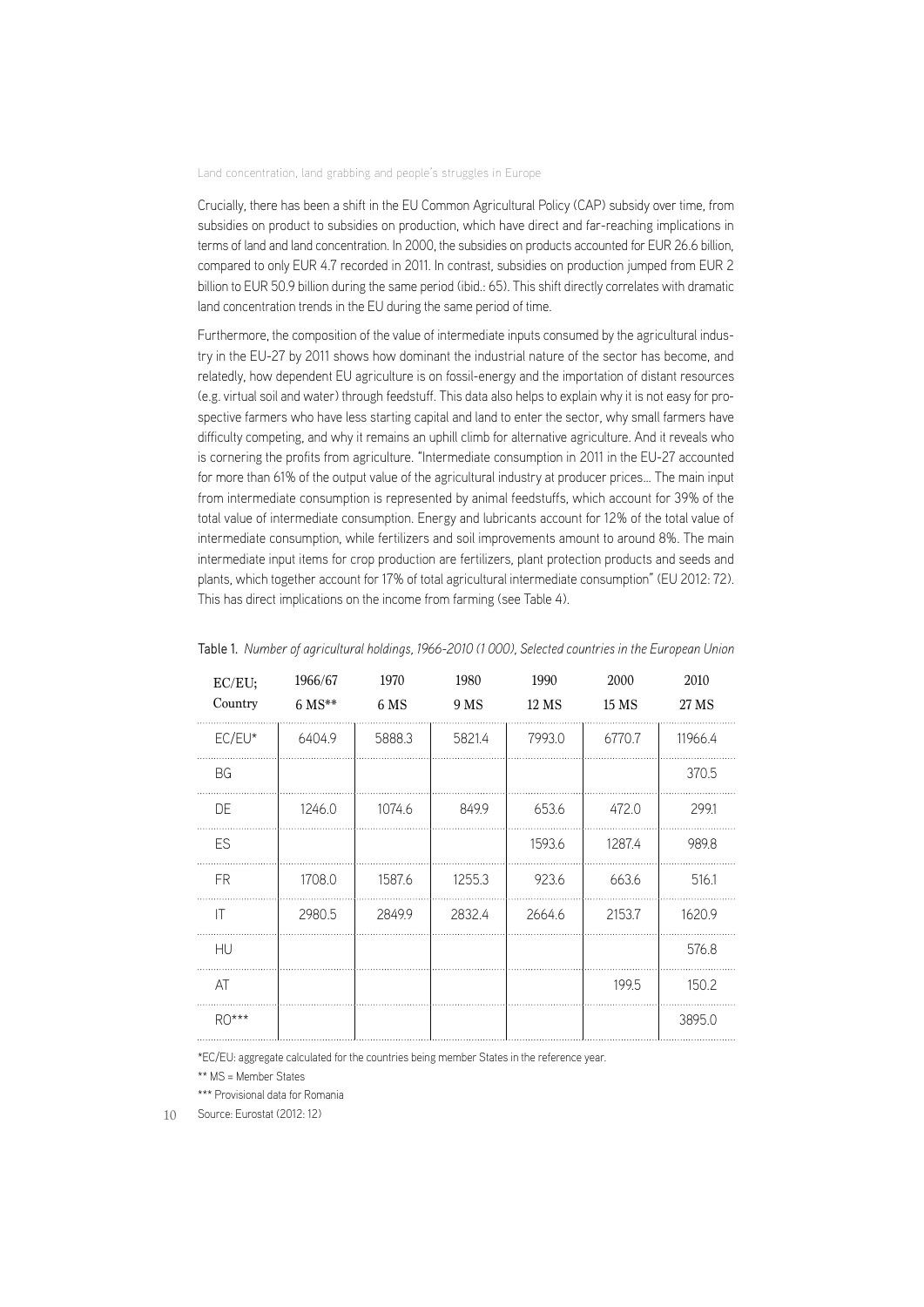Crucially, there has been a shift in the EU Common Agricultural Policy (CAP) subsidy over time, from subsidies on product to subsidies on production, which have direct and far-reaching implications in terms of land and land concentration. In 2000, the subsidies on products accounted for EUR 26.6 billion, compared to only EUR 4.7 recorded in 2011. In contrast, subsidies on production jumped from EUR 2 billion to EUR 50.9 billion during the same period (ibid.: 65). This shift directly correlates with dramatic land concentration trends in the EU during the same period of time.

Furthermore, the composition of the value of intermediate inputs consumed by the agricultural industry in the EU-27 by 2011 shows how dominant the industrial nature of the sector has become, and relatedly, how dependent EU agriculture is on fossil-energy and the importation of distant resources (e.g. virtual soil and water) through feedstuff. This data also helps to explain why it is not easy for prospective farmers who have less starting capital and land to enter the sector, why small farmers have difficulty competing, and why it remains an uphill climb for alternative agriculture. And it reveals who is cornering the profits from agriculture. "Intermediate consumption in 2011 in the EU-27 accounted for more than 61% of the output value of the agricultural industry at producer prices… The main input from intermediate consumption is represented by animal feedstuffs, which account for 39% of the total value of intermediate consumption. Energy and lubricants account for 12% of the total value of intermediate consumption, while fertilizers and soil improvements amount to around 8%. The main intermediate input items for crop production are fertilizers, plant protection products and seeds and plants, which together account for 17% of total agricultural intermediate consumption" (EU 2012: 72). This has direct implications on the income from farming (see Table 4).

Table 1. *Number of agricultural holdings, 1966-2010 (1 000), Selected countries in the European Union*

| EC/EU; Country | 1966/67 6 MS** | 1970 6 MS | 1980 9 MS | 1990 12 MS | 2000 15 MS | 2010 27 MS |
|---|---|---|---|---|---|---|
| EC/EU* | 6404.9 | 5888.3 | 5821.4 | 7993.0 | 6770.7 | 11966.4 |
| BG | | | | | | 370.5 |
| DE | 1246.0 | 1074.6 | 849.9 | 653.6 | 472.0 | 299.1 |
| ES | | | | 1593.6 | 1287.4 | 989.8 |
| FR | 1708.0 | 1587.6 | 1255.3 | 923.6 | 663.6 | 516.1 |
| IT | 2980.5 | 2849.9 | 2832.4 | 2664.6 | 2153.7 | 1620.9 |
| HU | | | | | | 576.8 |
| AT | | | | | 199.5 | 150.2 |
| RO*** | | | | | | 3895.0 |

*EC/EU: aggregate calculated for the countries being member States in the reference year.

** MS = Member States

*** Provisional data for Romania

Source: Eurostat (2012: 12)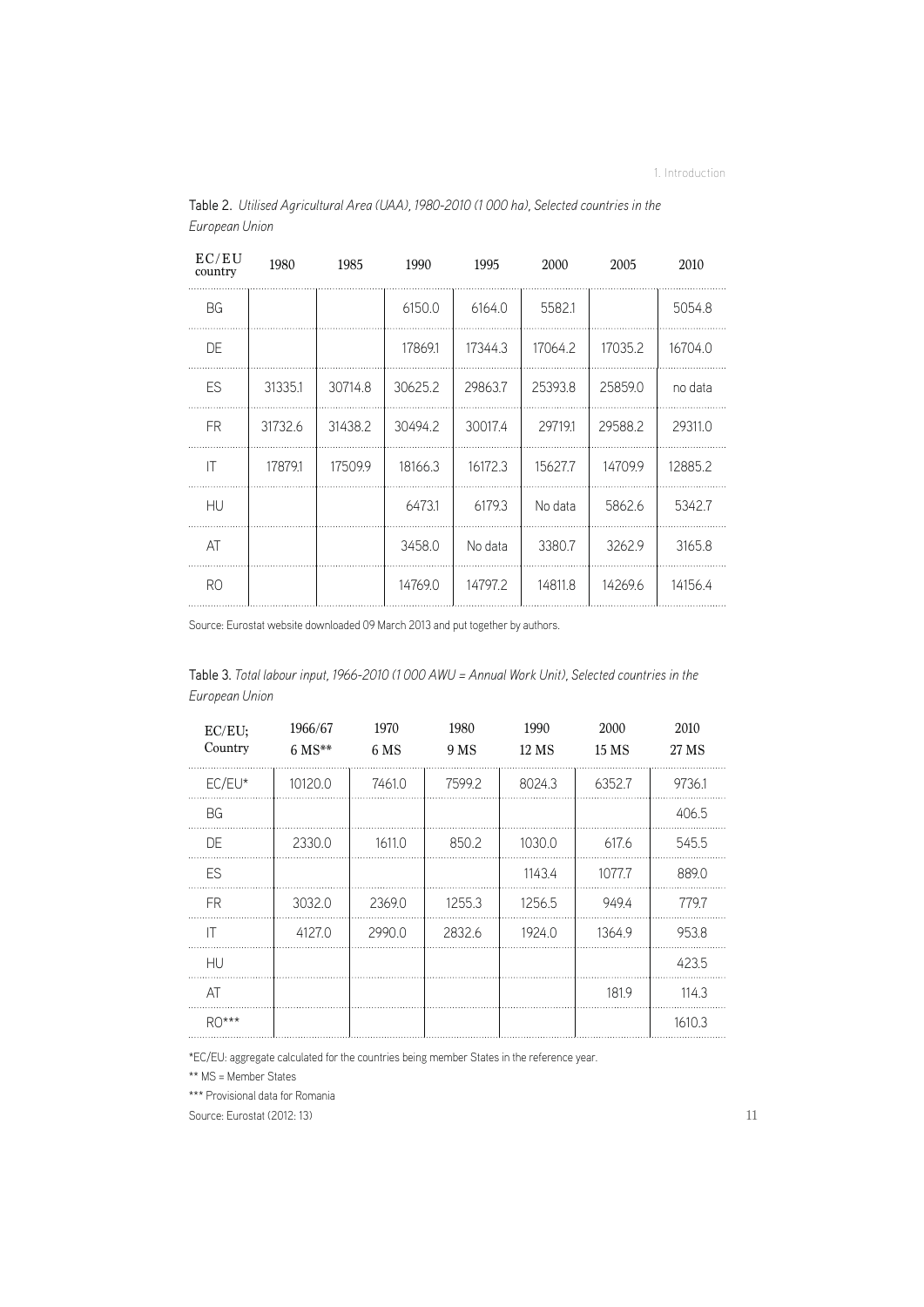Table 2. *Utilised Agricultural Area (UAA), 1980-2010 (1 000 ha), Selected countries in the European Union*

| EC/EU country | 1980 | 1985 | 1990 | 1995 | 2000 | 2005 | 2010 |
|---|---|---|---|---|---|---|---|
| BG | | | 6150.0 | 6164.0 | 5582.1 | | 5054.8 |
| DE | | | 17869.1 | 17344.3 | 17064.2 | 17035.2 | 16704.0 |
| ES | 31335.1 | 30714.8 | 30625.2 | 29863.7 | 25393.8 | 25859.0 | no data |
| FR | 31732.6 | 31438.2 | 30494.2 | 30017.4 | 29719.1 | 29588.2 | 29311.0 |
| IT | 17879.1 | 17509.9 | 18166.3 | 16172.3 | 15627.7 | 14709.9 | 12885.2 |
| HU | | | 6473.1 | 6179.3 | No data | 5862.6 | 5342.7 |
| AT | | | 3458.0 | No data | 3380.7 | 3262.9 | 3165.8 |
| RO | | | 14769.0 | 14797.2 | 14811.8 | 14269.6 | 14156.4 |

Source: Eurostat website downloaded 09 March 2013 and put together by authors.

Table 3. *Total labour input, 1966-2010 (1 000 AWU = Annual Work Unit), Selected countries in the European Union*

| EC/EU; Country | 1966/67 6 MS** | 1970 6 MS | 1980 9 MS | 1990 12 MS | 2000 15 MS | 2010 27 MS |
|---|---|---|---|---|---|---|
| EC/EU* | 10120.0 | 7461.0 | 7599.2 | 8024.3 | 6352.7 | 9736.1 |
| BG | | | | | | 406.5 |
| DE | 2330.0 | 1611.0 | 850.2 | 1030.0 | 617.6 | 545.5 |
| ES | | | | 1143.4 | 1077.7 | 889.0 |
| FR | 3032.0 | 2369.0 | 1255.3 | 1256.5 | 949.4 | 779.7 |
| IT | 4127.0 | 2990.0 | 2832.6 | 1924.0 | 1364.9 | 953.8 |
| HU | | | | | | 423.5 |
| AT | | | | | 181.9 | 114.3 |
| RO*** | | | | | | 1610.3 |

*EC/EU: aggregate calculated for the countries being member States in the reference year.

** MS = Member States

*** Provisional data for Romania

Source: Eurostat (2012: 13)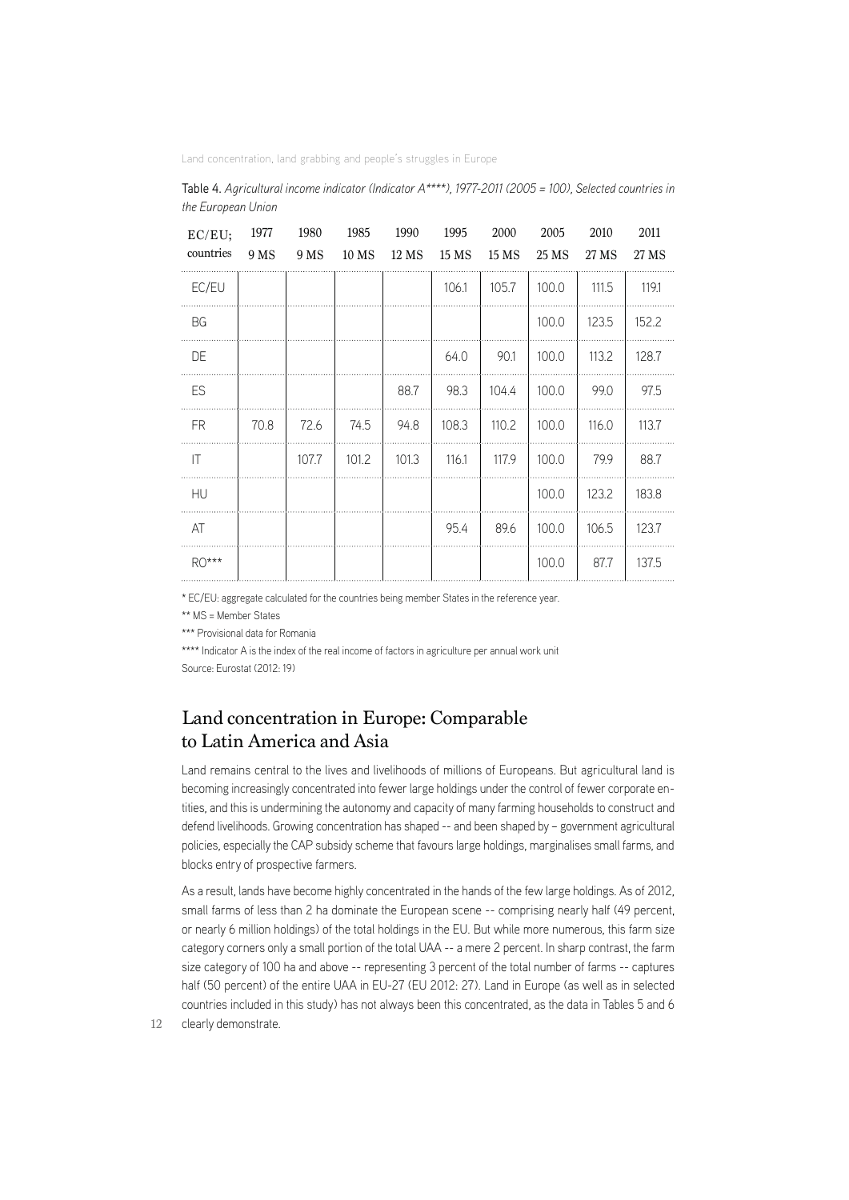Table 4. *Agricultural income indicator (Indicator A\*\*\*\*), 1977-2011 (2005 = 100), Selected countries in the European Union*

| EC/EU; countries | 1977 9 MS | 1980 9 MS | 1985 10 MS | 1990 12 MS | 1995 15 MS | 2000 15 MS | 2005 25 MS | 2010 27 MS | 2011 27 MS |
|---|---|---|---|---|---|---|---|---|---|
| EC/EU | | | | | 106.1 | 105.7 | 100.0 | 111.5 | 119.1 |
| BG | | | | | | | 100.0 | 123.5 | 152.2 |
| DE | | | | | 64.0 | 90.1 | 100.0 | 113.2 | 128.7 |
| ES | | | | 88.7 | 98.3 | 104.4 | 100.0 | 99.0 | 97.5 |
| FR | 70.8 | 72.6 | 74.5 | 94.8 | 108.3 | 110.2 | 100.0 | 116.0 | 113.7 |
| IT | | 107.7 | 101.2 | 101.3 | 116.1 | 117.9 | 100.0 | 79.9 | 88.7 |
| HU | | | | | | | 100.0 | 123.2 | 183.8 |
| AT | | | | | 95.4 | 89.6 | 100.0 | 106.5 | 123.7 |
| RO*** | | | | | | | 100.0 | 87.7 | 137.5 |

* EC/EU: aggregate calculated for the countries being member States in the reference year.

** MS = Member States

*** Provisional data for Romania

**** Indicator A is the index of the real income of factors in agriculture per annual work unit

Source: Eurostat (2012: 19)

## Land concentration in Europe: Comparable to Latin America and Asia

Land remains central to the lives and livelihoods of millions of Europeans. But agricultural land is becoming increasingly concentrated into fewer large holdings under the control of fewer corporate entities, and this is undermining the autonomy and capacity of many farming households to construct and defend livelihoods. Growing concentration has shaped -- and been shaped by – government agricultural policies, especially the CAP subsidy scheme that favours large holdings, marginalises small farms, and blocks entry of prospective farmers.

As a result, lands have become highly concentrated in the hands of the few large holdings. As of 2012, small farms of less than 2 ha dominate the European scene -- comprising nearly half (49 percent, or nearly 6 million holdings) of the total holdings in the EU. But while more numerous, this farm size category corners only a small portion of the total UAA -- a mere 2 percent. In sharp contrast, the farm size category of 100 ha and above -- representing 3 percent of the total number of farms -- captures half (50 percent) of the entire UAA in EU-27 (EU 2012: 27). Land in Europe (as well as in selected countries included in this study) has not always been this concentrated, as the data in Tables 5 and 6 clearly demonstrate.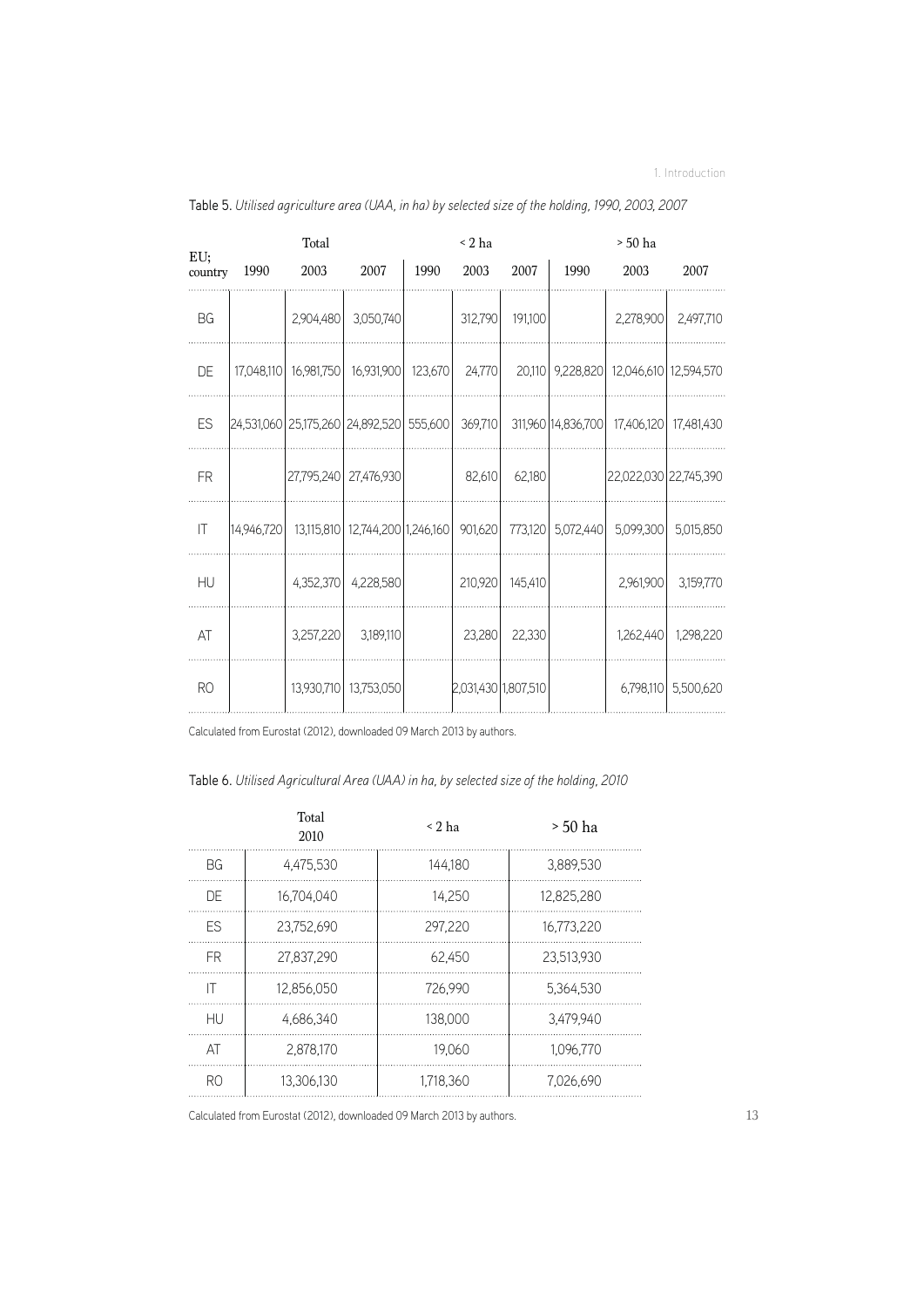Table 5. *Utilised agriculture area (UAA, in ha) by selected size of the holding, 1990, 2003, 2007*

| EU; country | Total | | | < 2 ha | | | > 50 ha | | |
|---|---|---|---|---|---|---|---|---|---|
| | 1990 | 2003 | 2007 | 1990 | 2003 | 2007 | 1990 | 2003 | 2007 |
| BG | | 2,904,480 | 3,050,740 | | 312,790 | 191,100 | | 2,278,900 | 2,497,710 |
| DE | 17,048,110 | 16,981,750 | 16,931,900 | 123,670 | 24,770 | 20,110 | 9,228,820 | 12,046,610 | 12,594,570 |
| ES | 24,531,060 | 25,175,260 | 24,892,520 | 555,600 | 369,710 | 311,960 | 14,836,700 | 17,406,120 | 17,481,430 |
| FR | | 27,795,240 | 27,476,930 | | 82,610 | 62,180 | | 22,022,030 | 22,745,390 |
| IT | 14,946,720 | 13,115,810 | 12,744,200 | 1,246,160 | 901,620 | 773,120 | 5,072,440 | 5,099,300 | 5,015,850 |
| HU | | 4,352,370 | 4,228,580 | | 210,920 | 145,410 | | 2,961,900 | 3,159,770 |
| AT | | 3,257,220 | 3,189,110 | | 23,280 | 22,330 | | 1,262,440 | 1,298,220 |
| RO | | 13,930,710 | 13,753,050 | | 2,031,430 | 1,807,510 | | 6,798,110 | 5,500,620 |

Calculated from Eurostat (2012), downloaded 09 March 2013 by authors.

Table 6. *Utilised Agricultural Area (UAA) in ha, by selected size of the holding, 2010*

| | Total 2010 | < 2 ha | > 50 ha |
|---|---|---|---|
| BG | 4,475,530 | 144,180 | 3,889,530 |
| DE | 16,704,040 | 14,250 | 12,825,280 |
| ES | 23,752,690 | 297,220 | 16,773,220 |
| FR | 27,837,290 | 62,450 | 23,513,930 |
| IT | 12,856,050 | 726,990 | 5,364,530 |
| HU | 4,686,340 | 138,000 | 3,479,940 |
| AT | 2,878,170 | 19,060 | 1,096,770 |
| RO | 13,306,130 | 1,718,360 | 7,026,690 |

Calculated from Eurostat (2012), downloaded 09 March 2013 by authors.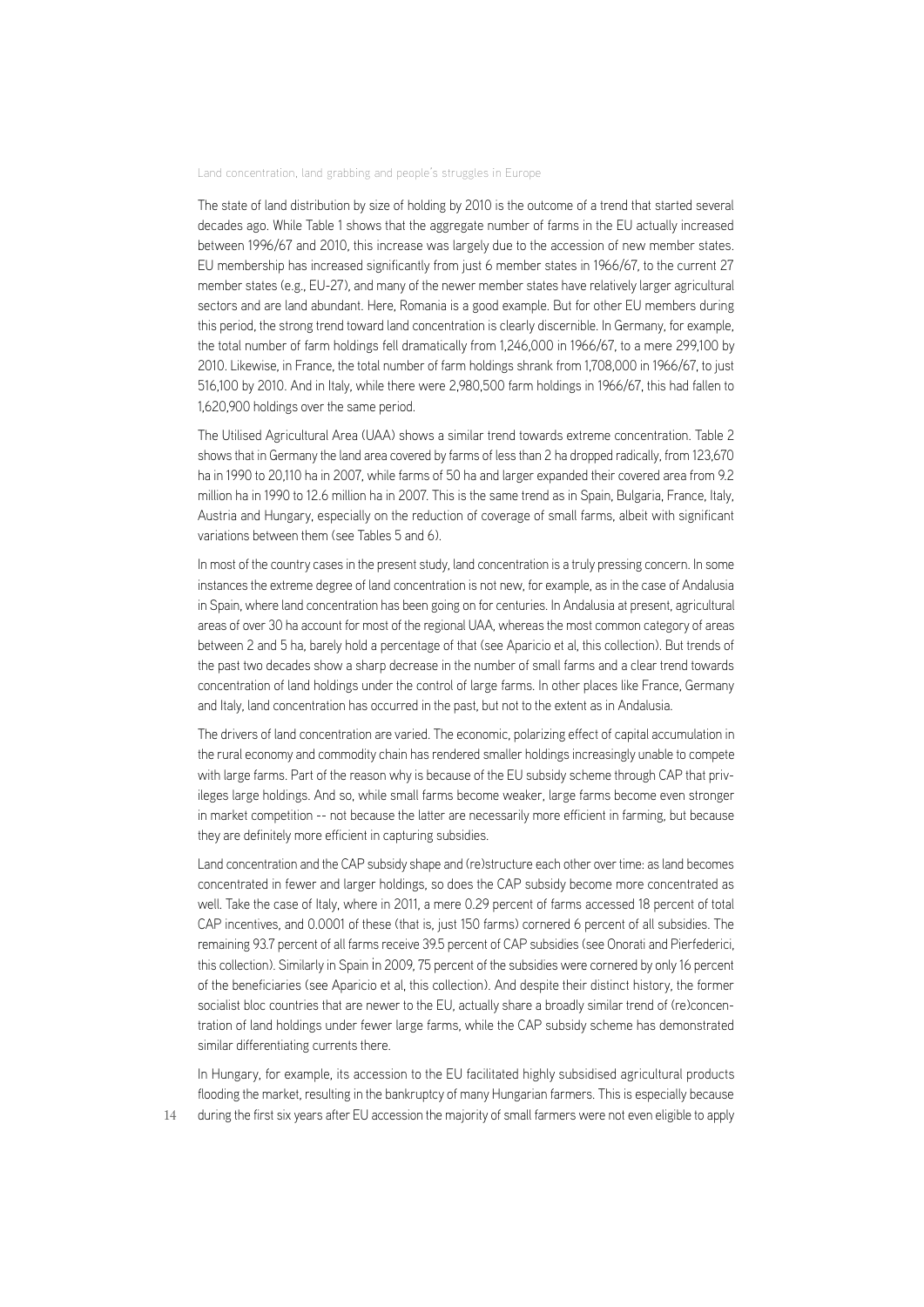The state of land distribution by size of holding by 2010 is the outcome of a trend that started several decades ago. While Table 1 shows that the aggregate number of farms in the EU actually increased between 1996/67 and 2010, this increase was largely due to the accession of new member states. EU membership has increased significantly from just 6 member states in 1966/67, to the current 27 member states (e.g., EU-27), and many of the newer member states have relatively larger agricultural sectors and are land abundant. Here, Romania is a good example. But for other EU members during this period, the strong trend toward land concentration is clearly discernible. In Germany, for example, the total number of farm holdings fell dramatically from 1,246,000 in 1966/67, to a mere 299,100 by 2010. Likewise, in France, the total number of farm holdings shrank from 1,708,000 in 1966/67, to just 516,100 by 2010. And in Italy, while there were 2,980,500 farm holdings in 1966/67, this had fallen to 1,620,900 holdings over the same period.

The Utilised Agricultural Area (UAA) shows a similar trend towards extreme concentration. Table 2 shows that in Germany the land area covered by farms of less than 2 ha dropped radically, from 123,670 ha in 1990 to 20,110 ha in 2007, while farms of 50 ha and larger expanded their covered area from 9.2 million ha in 1990 to 12.6 million ha in 2007. This is the same trend as in Spain, Bulgaria, France, Italy, Austria and Hungary, especially on the reduction of coverage of small farms, albeit with significant variations between them (see Tables 5 and 6).

In most of the country cases in the present study, land concentration is a truly pressing concern. In some instances the extreme degree of land concentration is not new, for example, as in the case of Andalusia in Spain, where land concentration has been going on for centuries. In Andalusia at present, agricultural areas of over 30 ha account for most of the regional UAA, whereas the most common category of areas between 2 and 5 ha, barely hold a percentage of that (see Aparicio et al, this collection). But trends of the past two decades show a sharp decrease in the number of small farms and a clear trend towards concentration of land holdings under the control of large farms. In other places like France, Germany and Italy, land concentration has occurred in the past, but not to the extent as in Andalusia.

The drivers of land concentration are varied. The economic, polarizing effect of capital accumulation in the rural economy and commodity chain has rendered smaller holdings increasingly unable to compete with large farms. Part of the reason why is because of the EU subsidy scheme through CAP that privileges large holdings. And so, while small farms become weaker, large farms become even stronger in market competition -- not because the latter are necessarily more efficient in farming, but because they are definitely more efficient in capturing subsidies.

Land concentration and the CAP subsidy shape and (re)structure each other over time: as land becomes concentrated in fewer and larger holdings, so does the CAP subsidy become more concentrated as well. Take the case of Italy, where in 2011, a mere 0.29 percent of farms accessed 18 percent of total CAP incentives, and 0.0001 of these (that is, just 150 farms) cornered 6 percent of all subsidies. The remaining 93.7 percent of all farms receive 39.5 percent of CAP subsidies (see Onorati and Pierfederici, this collection). Similarly in Spain in 2009, 75 percent of the subsidies were cornered by only 16 percent of the beneficiaries (see Aparicio et al, this collection). And despite their distinct history, the former socialist bloc countries that are newer to the EU, actually share a broadly similar trend of (re)concentration of land holdings under fewer large farms, while the CAP subsidy scheme has demonstrated similar differentiating currents there.

In Hungary, for example, its accession to the EU facilitated highly subsidised agricultural products flooding the market, resulting in the bankruptcy of many Hungarian farmers. This is especially because during the first six years after EU accession the majority of small farmers were not even eligible to apply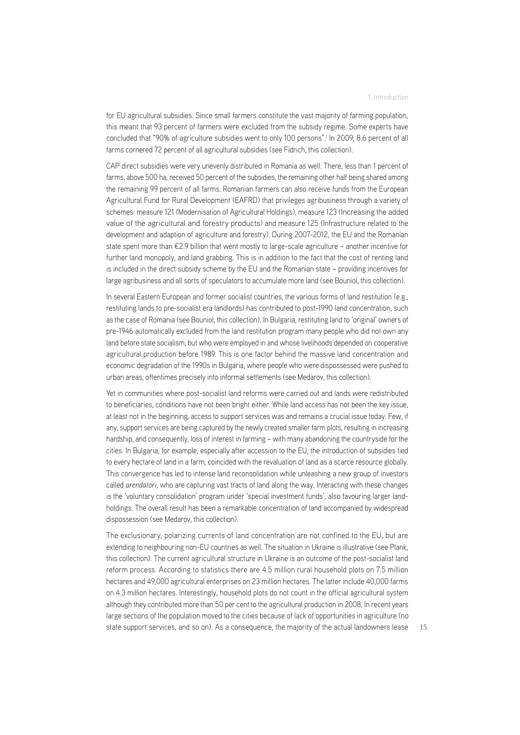for EU agricultural subsidies. Since small farmers constitute the vast majority of farming population, this meant that 93 percent of farmers were excluded from the subsidy regime. Some experts have concluded that "90% of agriculture subsidies went to only 100 persons".[1] In 2009, 8.6 percent of all farms cornered 72 percent of all agricultural subsidies (see Fidrich, this collection).

CAP direct subsidies were very unevenly distributed in Romania as well. There, less than 1 percent of farms, above 500 ha, received 50 percent of the subsidies, the remaining other half being shared among the remaining 99 percent of all farms. Romanian farmers can also receive funds from the European Agricultural Fund for Rural Development (EAFRD) that privileges agribusiness through a variety of schemes: measure 121 (Modernisation of Agricultural Holdings), measure 123 (Increasing the added value of the agricultural and forestry products) and measure 125 (Infrastructure related to the development and adaption of agriculture and forestry). During 2007-2012, the EU and the Romanian state spent more than €2.9 billion that went mostly to large-scale agriculture – another incentive for further land monopoly, and land grabbing. This is in addition to the fact that the cost of renting land is included in the direct subsidy scheme by the EU and the Romanian state – providing incentives for large agribusiness and all sorts of speculators to accumulate more land (see Bouniol, this collection).

In several Eastern European and former socialist countries, the various forms of land restitution (e.g., restituting lands to pre-socialist era landlords) has contributed to post-1990 land concentration, such as the case of Romania (see Bouniol, this collection). In Bulgaria, restituting land to 'original' owners of pre-1946 automatically excluded from the land restitution program many people who did not own any land before state socialism, but who were employed in and whose livelihoods depended on cooperative agricultural production before 1989. This is one factor behind the massive land concentration and economic degradation of the 1990s in Bulgaria, where people who were dispossessed were pushed to urban areas, oftentimes precisely into informal settlements (see Medarov, this collection).

Yet in communities where post-socialist land reforms were carried out and lands were redistributed to beneficiaries, conditions have not been bright either. While land access has not been the key issue, at least not in the beginning, access to support services was and remains a crucial issue today. Few, if any, support services are being captured by the newly created smaller farm plots, resulting in increasing hardship, and consequently, loss of interest in farming – with many abandoning the countryside for the cities. In Bulgaria, for example, especially after accession to the EU, the introduction of subsidies tied to every hectare of land in a farm, coincided with the revaluation of land as a scarce resource globally. This convergence has led to intense land reconsolidation while unleashing a new group of investors called *arendatori*, who are capturing vast tracts of land along the way. Interacting with these changes is the 'voluntary consolidation' program under 'special investment funds', also favouring larger land-holdings. The overall result has been a remarkable concentration of land accompanied by widespread dispossession (see Medarov, this collection).

The exclusionary, polarizing currents of land concentration are not confined to the EU, but are extending to neighbouring non-EU countries as well. The situation in Ukraine is illustrative (see Plank, this collection). The current agricultural structure in Ukraine is an outcome of the post-socialist land reform process. According to statistics there are 4.5 million rural household plots on 7.5 million hectares and 49,000 agricultural enterprises on 23 million hectares. The latter include 40,000 farms on 4.3 million hectares. Interestingly, household plots do not count in the official agricultural system although they contributed more than 50 per cent to the agricultural production in 2008. In recent years large sections of the population moved to the cities because of lack of opportunities in agriculture (no state support services, and so on). As a consequence, the majority of the actual landowners lease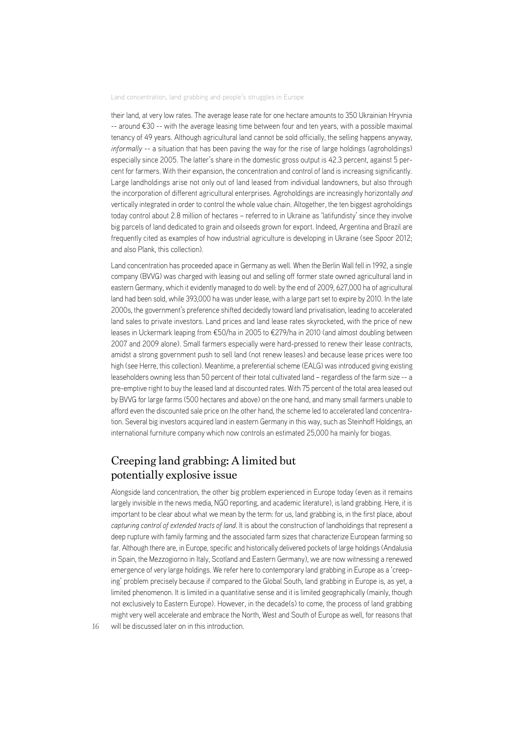their land, at very low rates. The average lease rate for one hectare amounts to 350 Ukrainian Hryvnia -- around €30 -- with the average leasing time between four and ten years, with a possible maximal tenancy of 49 years. Although agricultural land cannot be sold officially, the selling happens anyway, *informally* -- a situation that has been paving the way for the rise of large holdings (agroholdings) especially since 2005. The latter's share in the domestic gross output is 42.3 percent, against 5 percent for farmers. With their expansion, the concentration and control of land is increasing significantly. Large landholdings arise not only out of land leased from individual landowners, but also through the incorporation of different agricultural enterprises. Agroholdings are increasingly horizontally *and* vertically integrated in order to control the whole value chain. Altogether, the ten biggest agroholdings today control about 2.8 million of hectares – referred to in Ukraine as 'latifundisty' since they involve big parcels of land dedicated to grain and oilseeds grown for export. Indeed, Argentina and Brazil are frequently cited as examples of how industrial agriculture is developing in Ukraine (see Spoor 2012; and also Plank, this collection).

Land concentration has proceeded apace in Germany as well. When the Berlin Wall fell in 1992, a single company (BVVG) was charged with leasing out and selling off former state owned agricultural land in eastern Germany, which it evidently managed to do well: by the end of 2009, 627,000 ha of agricultural land had been sold, while 393,000 ha was under lease, with a large part set to expire by 2010. In the late 2000s, the government's preference shifted decidedly toward land privatisation, leading to accelerated land sales to private investors. Land prices and land lease rates skyrocketed, with the price of new leases in Uckermark leaping from €50/ha in 2005 to €279/ha in 2010 (and almost doubling between 2007 and 2009 alone). Small farmers especially were hard-pressed to renew their lease contracts, amidst a strong government push to sell land (not renew leases) and because lease prices were too high (see Herre, this collection). Meantime, a preferential scheme (EALG) was introduced giving existing leaseholders owning less than 50 percent of their total cultivated land – regardless of the farm size -- a pre-emptive right to buy the leased land at discounted rates. With 75 percent of the total area leased out by BVVG for large farms (500 hectares and above) on the one hand, and many small farmers unable to afford even the discounted sale price on the other hand, the scheme led to accelerated land concentration. Several big investors acquired land in eastern Germany in this way, such as Steinhoff Holdings, an international furniture company which now controls an estimated 25,000 ha mainly for biogas.

## Creeping land grabbing: A limited but potentially explosive issue

Alongside land concentration, the other big problem experienced in Europe today (even as it remains largely invisible in the news media, NGO reporting, and academic literature), is land grabbing. Here, it is important to be clear about what we mean by the term: for us, land grabbing is, in the first place, about *capturing control of extended tracts of land*. It is about the construction of landholdings that represent a deep rupture with family farming and the associated farm sizes that characterize European farming so far. Although there are, in Europe, specific and historically delivered pockets of large holdings (Andalusia in Spain, the Mezzogiorno in Italy, Scotland and Eastern Germany), we are now witnessing a renewed emergence of very large holdings. We refer here to contemporary land grabbing in Europe as a 'creeping' problem precisely because if compared to the Global South, land grabbing in Europe is, as yet, a limited phenomenon. It is limited in a quantitative sense and it is limited geographically (mainly, though not exclusively to Eastern Europe). However, in the decade(s) to come, the process of land grabbing might very well accelerate and embrace the North, West and South of Europe as well, for reasons that will be discussed later on in this introduction.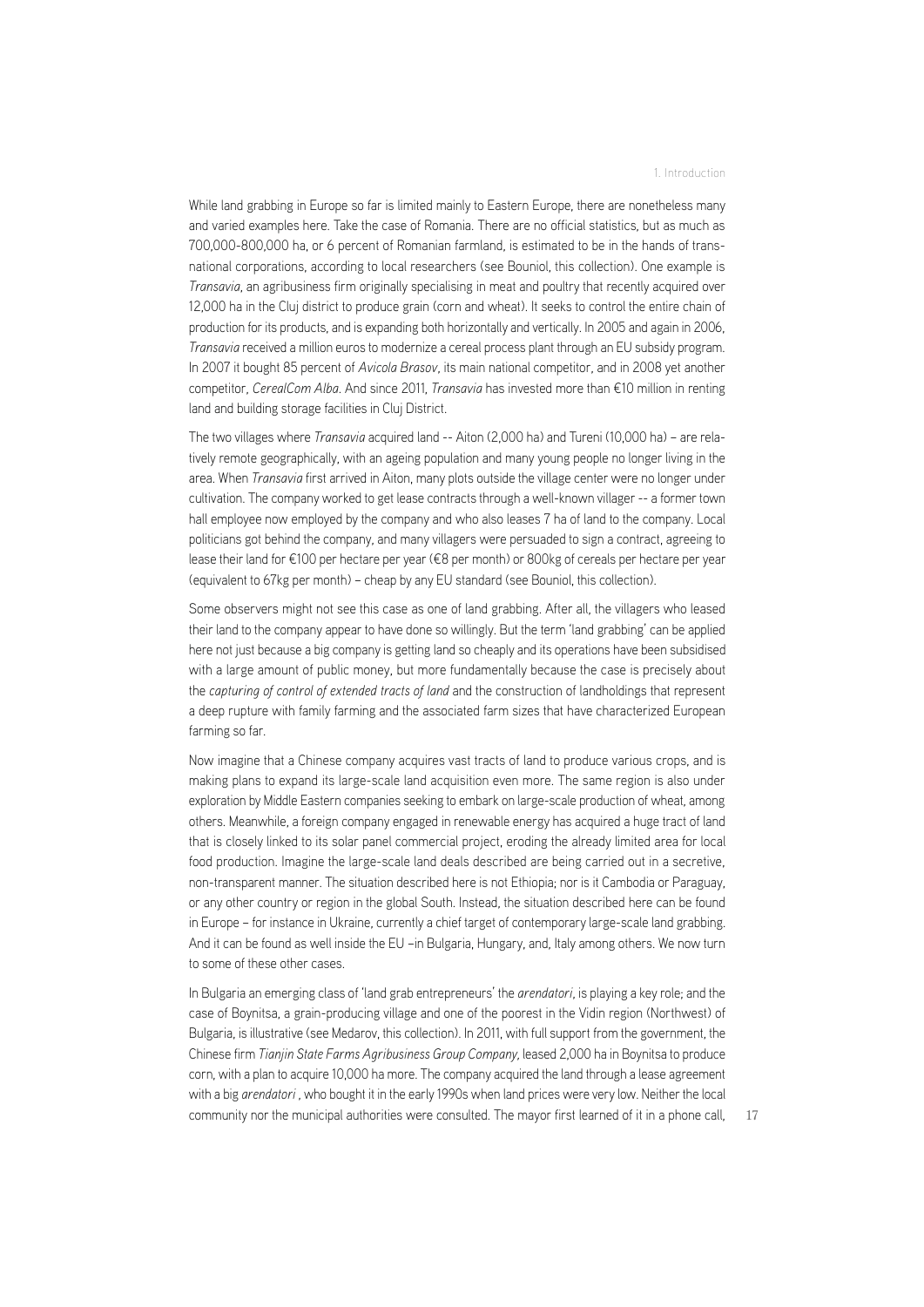While land grabbing in Europe so far is limited mainly to Eastern Europe, there are nonetheless many and varied examples here. Take the case of Romania. There are no official statistics, but as much as 700,000-800,000 ha, or 6 percent of Romanian farmland, is estimated to be in the hands of transnational corporations, according to local researchers (see Bouniol, this collection). One example is *Transavia*, an agribusiness firm originally specialising in meat and poultry that recently acquired over 12,000 ha in the Cluj district to produce grain (corn and wheat). It seeks to control the entire chain of production for its products, and is expanding both horizontally and vertically. In 2005 and again in 2006, *Transavia* received a million euros to modernize a cereal process plant through an EU subsidy program. In 2007 it bought 85 percent of *Avicola Brasov*, its main national competitor, and in 2008 yet another competitor, *CerealCom Alba*. And since 2011, *Transavia* has invested more than €10 million in renting land and building storage facilities in Cluj District.

The two villages where *Transavia* acquired land -- Aiton (2,000 ha) and Tureni (10,000 ha) – are relatively remote geographically, with an ageing population and many young people no longer living in the area. When *Transavia* first arrived in Aiton, many plots outside the village center were no longer under cultivation. The company worked to get lease contracts through a well-known villager -- a former town hall employee now employed by the company and who also leases 7 ha of land to the company. Local politicians got behind the company, and many villagers were persuaded to sign a contract, agreeing to lease their land for €100 per hectare per year (€8 per month) or 800kg of cereals per hectare per year (equivalent to 67kg per month) – cheap by any EU standard (see Bouniol, this collection).

Some observers might not see this case as one of land grabbing. After all, the villagers who leased their land to the company appear to have done so willingly. But the term 'land grabbing' can be applied here not just because a big company is getting land so cheaply and its operations have been subsidised with a large amount of public money, but more fundamentally because the case is precisely about the *capturing of control of extended tracts of land* and the construction of landholdings that represent a deep rupture with family farming and the associated farm sizes that have characterized European farming so far.

Now imagine that a Chinese company acquires vast tracts of land to produce various crops, and is making plans to expand its large-scale land acquisition even more. The same region is also under exploration by Middle Eastern companies seeking to embark on large-scale production of wheat, among others. Meanwhile, a foreign company engaged in renewable energy has acquired a huge tract of land that is closely linked to its solar panel commercial project, eroding the already limited area for local food production. Imagine the large-scale land deals described are being carried out in a secretive, non-transparent manner. The situation described here is not Ethiopia; nor is it Cambodia or Paraguay, or any other country or region in the global South. Instead, the situation described here can be found in Europe – for instance in Ukraine, currently a chief target of contemporary large-scale land grabbing. And it can be found as well inside the EU –in Bulgaria, Hungary, and, Italy among others. We now turn to some of these other cases.

In Bulgaria an emerging class of 'land grab entrepreneurs' the *arendatori*, is playing a key role; and the case of Boynitsa, a grain-producing village and one of the poorest in the Vidin region (Northwest) of Bulgaria, is illustrative (see Medarov, this collection). In 2011, with full support from the government, the Chinese firm *Tianjin State Farms Agribusiness Group Company*, leased 2,000 ha in Boynitsa to produce corn, with a plan to acquire 10,000 ha more. The company acquired the land through a lease agreement with a big *arendatori* , who bought it in the early 1990s when land prices were very low. Neither the local community nor the municipal authorities were consulted. The mayor first learned of it in a phone call,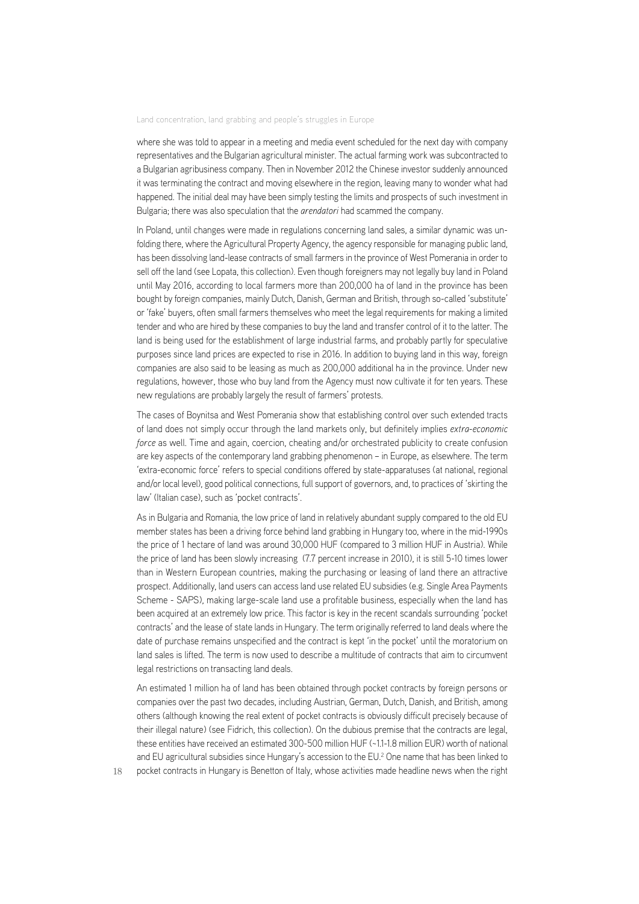where she was told to appear in a meeting and media event scheduled for the next day with company representatives and the Bulgarian agricultural minister. The actual farming work was subcontracted to a Bulgarian agribusiness company. Then in November 2012 the Chinese investor suddenly announced it was terminating the contract and moving elsewhere in the region, leaving many to wonder what had happened. The initial deal may have been simply testing the limits and prospects of such investment in Bulgaria; there was also speculation that the *arendatori* had scammed the company.

In Poland, until changes were made in regulations concerning land sales, a similar dynamic was unfolding there, where the Agricultural Property Agency, the agency responsible for managing public land, has been dissolving land-lease contracts of small farmers in the province of West Pomerania in order to sell off the land (see Lopata, this collection). Even though foreigners may not legally buy land in Poland until May 2016, according to local farmers more than 200,000 ha of land in the province has been bought by foreign companies, mainly Dutch, Danish, German and British, through so-called 'substitute' or 'fake' buyers, often small farmers themselves who meet the legal requirements for making a limited tender and who are hired by these companies to buy the land and transfer control of it to the latter. The land is being used for the establishment of large industrial farms, and probably partly for speculative purposes since land prices are expected to rise in 2016. In addition to buying land in this way, foreign companies are also said to be leasing as much as 200,000 additional ha in the province. Under new regulations, however, those who buy land from the Agency must now cultivate it for ten years. These new regulations are probably largely the result of farmers' protests.

The cases of Boynitsa and West Pomerania show that establishing control over such extended tracts of land does not simply occur through the land markets only, but definitely implies *extra-economic force* as well. Time and again, coercion, cheating and/or orchestrated publicity to create confusion are key aspects of the contemporary land grabbing phenomenon – in Europe, as elsewhere. The term 'extra-economic force' refers to special conditions offered by state-apparatuses (at national, regional and/or local level), good political connections, full support of governors, and, to practices of 'skirting the law' (Italian case), such as 'pocket contracts'.

As in Bulgaria and Romania, the low price of land in relatively abundant supply compared to the old EU member states has been a driving force behind land grabbing in Hungary too, where in the mid-1990s the price of 1 hectare of land was around 30,000 HUF (compared to 3 million HUF in Austria). While the price of land has been slowly increasing (7.7 percent increase in 2010), it is still 5-10 times lower than in Western European countries, making the purchasing or leasing of land there an attractive prospect. Additionally, land users can access land use related EU subsidies (e.g. Single Area Payments Scheme - SAPS), making large-scale land use a profitable business, especially when the land has been acquired at an extremely low price. This factor is key in the recent scandals surrounding 'pocket contracts' and the lease of state lands in Hungary. The term originally referred to land deals where the date of purchase remains unspecified and the contract is kept 'in the pocket' until the moratorium on land sales is lifted. The term is now used to describe a multitude of contracts that aim to circumvent legal restrictions on transacting land deals.

An estimated 1 million ha of land has been obtained through pocket contracts by foreign persons or companies over the past two decades, including Austrian, German, Dutch, Danish, and British, among others (although knowing the real extent of pocket contracts is obviously difficult precisely because of their illegal nature) (see Fidrich, this collection). On the dubious premise that the contracts are legal, these entities have received an estimated 300-500 million HUF (~1.1-1.8 million EUR) worth of national and EU agricultural subsidies since Hungary's accession to the EU.[2] One name that has been linked to pocket contracts in Hungary is Benetton of Italy, whose activities made headline news when the right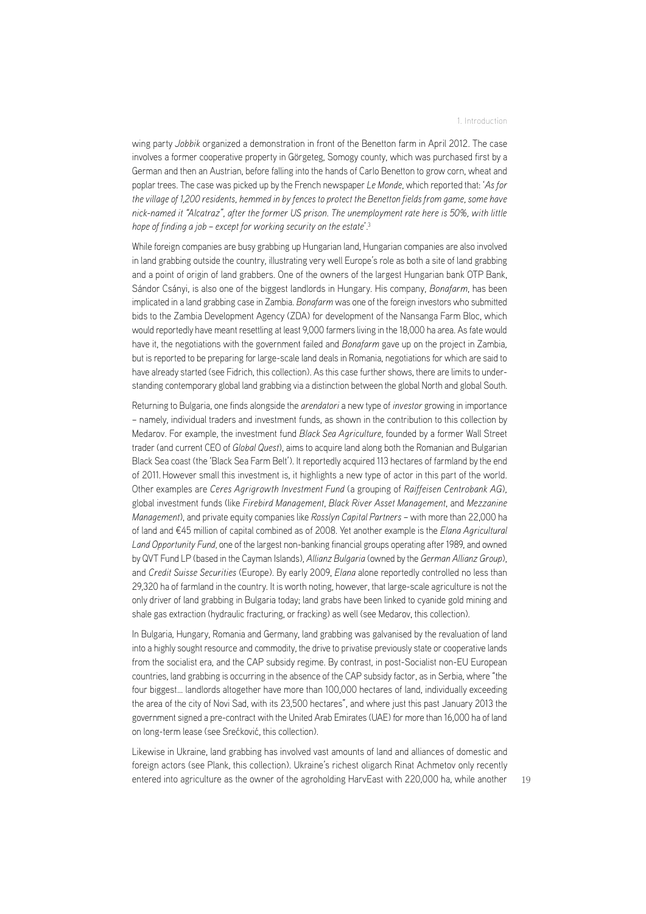wing party *Jobbik* organized a demonstration in front of the Benetton farm in April 2012. The case involves a former cooperative property in Görgeteg, Somogy county, which was purchased first by a German and then an Austrian, before falling into the hands of Carlo Benetton to grow corn, wheat and poplar trees. The case was picked up by the French newspaper *Le Monde*, which reported that: '*As for the village of 1,200 residents, hemmed in by fences to protect the Benetton fields from game, some have nick-named it "Alcatraz", after the former US prison. The unemployment rate here is 50%, with little hope of finding a job – except for working security on the estate*'.[3]

While foreign companies are busy grabbing up Hungarian land, Hungarian companies are also involved in land grabbing outside the country, illustrating very well Europe's role as both a site of land grabbing and a point of origin of land grabbers. One of the owners of the largest Hungarian bank OTP Bank, Sándor Csányi, is also one of the biggest landlords in Hungary. His company, *Bonafarm*, has been implicated in a land grabbing case in Zambia. *Bonafarm* was one of the foreign investors who submitted bids to the Zambia Development Agency (ZDA) for development of the Nansanga Farm Bloc, which would reportedly have meant resettling at least 9,000 farmers living in the 18,000 ha area. As fate would have it, the negotiations with the government failed and *Bonafarm* gave up on the project in Zambia, but is reported to be preparing for large-scale land deals in Romania, negotiations for which are said to have already started (see Fidrich, this collection). As this case further shows, there are limits to understanding contemporary global land grabbing via a distinction between the global North and global South.

Returning to Bulgaria, one finds alongside the *arendatori* a new type of *investor* growing in importance – namely, individual traders and investment funds, as shown in the contribution to this collection by Medarov. For example, the investment fund *Black Sea Agriculture*, founded by a former Wall Street trader (and current CEO of *Global Quest*), aims to acquire land along both the Romanian and Bulgarian Black Sea coast (the 'Black Sea Farm Belt'). It reportedly acquired 113 hectares of farmland by the end of 2011. However small this investment is, it highlights a new type of actor in this part of the world. Other examples are *Ceres Agrigrowth Investment Fund* (a grouping of *Raiffeisen Centrobank AG*), global investment funds (like *Firebird Management*, *Black River Asset Management*, and *Mezzanine Management*), and private equity companies like *Rosslyn Capital Partners* – with more than 22,000 ha of land and €45 million of capital combined as of 2008. Yet another example is the *Elana Agricultural Land Opportunity Fund*, one of the largest non-banking financial groups operating after 1989, and owned by QVT Fund LP (based in the Cayman Islands), *Allianz Bulgaria* (owned by the *German Allianz Group*), and *Credit Suisse Securities* (Europe). By early 2009, *Elana* alone reportedly controlled no less than 29,320 ha of farmland in the country. It is worth noting, however, that large-scale agriculture is not the only driver of land grabbing in Bulgaria today; land grabs have been linked to cyanide gold mining and shale gas extraction (hydraulic fracturing, or fracking) as well (see Medarov, this collection).

In Bulgaria, Hungary, Romania and Germany, land grabbing was galvanised by the revaluation of land into a highly sought resource and commodity, the drive to privatise previously state or cooperative lands from the socialist era, and the CAP subsidy regime. By contrast, in post-Socialist non-EU European countries, land grabbing is occurring in the absence of the CAP subsidy factor, as in Serbia, where "the four biggest… landlords altogether have more than 100,000 hectares of land, individually exceeding the area of the city of Novi Sad, with its 23,500 hectares", and where just this past January 2013 the government signed a pre-contract with the United Arab Emirates (UAE) for more than 16,000 ha of land on long-term lease (see Srećković, this collection).

Likewise in Ukraine, land grabbing has involved vast amounts of land and alliances of domestic and foreign actors (see Plank, this collection). Ukraine's richest oligarch Rinat Achmetov only recently entered into agriculture as the owner of the agroholding HarvEast with 220,000 ha, while another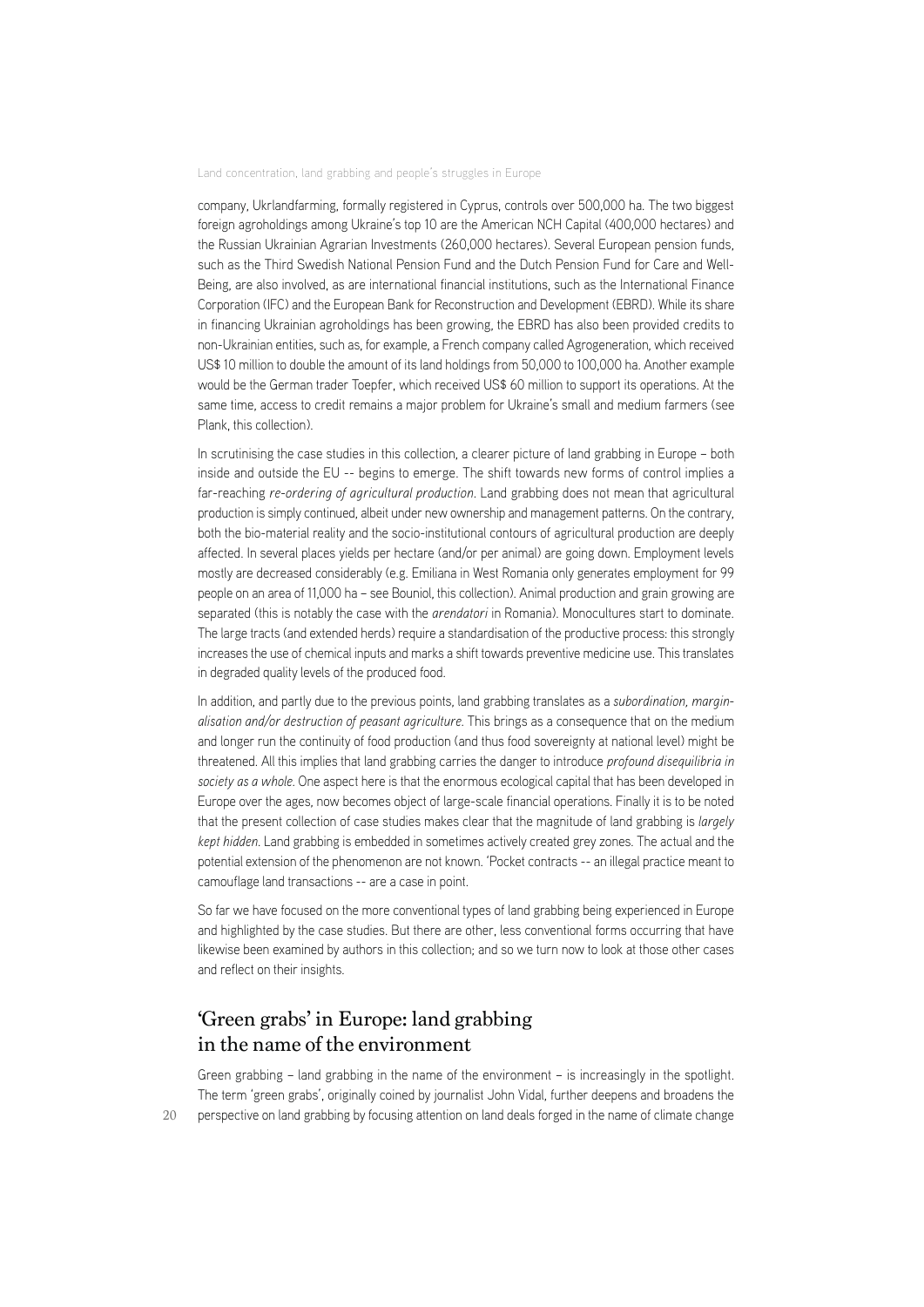company, Ukrlandfarming, formally registered in Cyprus, controls over 500,000 ha. The two biggest foreign agroholdings among Ukraine's top 10 are the American NCH Capital (400,000 hectares) and the Russian Ukrainian Agrarian Investments (260,000 hectares). Several European pension funds, such as the Third Swedish National Pension Fund and the Dutch Pension Fund for Care and Well-Being, are also involved, as are international financial institutions, such as the International Finance Corporation (IFC) and the European Bank for Reconstruction and Development (EBRD). While its share in financing Ukrainian agroholdings has been growing, the EBRD has also been provided credits to non-Ukrainian entities, such as, for example, a French company called Agrogeneration, which received US$ 10 million to double the amount of its land holdings from 50,000 to 100,000 ha. Another example would be the German trader Toepfer, which received US$ 60 million to support its operations. At the same time, access to credit remains a major problem for Ukraine's small and medium farmers (see Plank, this collection).

In scrutinising the case studies in this collection, a clearer picture of land grabbing in Europe – both inside and outside the EU -- begins to emerge. The shift towards new forms of control implies a far-reaching *re-ordering of agricultural production*. Land grabbing does not mean that agricultural production is simply continued, albeit under new ownership and management patterns. On the contrary, both the bio-material reality and the socio-institutional contours of agricultural production are deeply affected. In several places yields per hectare (and/or per animal) are going down. Employment levels mostly are decreased considerably (e.g. Emiliana in West Romania only generates employment for 99 people on an area of 11,000 ha – see Bouniol, this collection). Animal production and grain growing are separated (this is notably the case with the *arendatori* in Romania). Monocultures start to dominate. The large tracts (and extended herds) require a standardisation of the productive process: this strongly increases the use of chemical inputs and marks a shift towards preventive medicine use. This translates in degraded quality levels of the produced food.

In addition, and partly due to the previous points, land grabbing translates as a *subordination, marginalisation and/or destruction of peasant agriculture*. This brings as a consequence that on the medium and longer run the continuity of food production (and thus food sovereignty at national level) might be threatened. All this implies that land grabbing carries the danger to introduce *profound disequilibria in society as a whole*. One aspect here is that the enormous ecological capital that has been developed in Europe over the ages, now becomes object of large-scale financial operations. Finally it is to be noted that the present collection of case studies makes clear that the magnitude of land grabbing is *largely kept hidden*. Land grabbing is embedded in sometimes actively created grey zones. The actual and the potential extension of the phenomenon are not known. 'Pocket contracts -- an illegal practice meant to camouflage land transactions -- are a case in point.

So far we have focused on the more conventional types of land grabbing being experienced in Europe and highlighted by the case studies. But there are other, less conventional forms occurring that have likewise been examined by authors in this collection; and so we turn now to look at those other cases and reflect on their insights.

## 'Green grabs' in Europe: land grabbing in the name of the environment

Green grabbing – land grabbing in the name of the environment – is increasingly in the spotlight. The term 'green grabs', originally coined by journalist John Vidal, further deepens and broadens the perspective on land grabbing by focusing attention on land deals forged in the name of climate change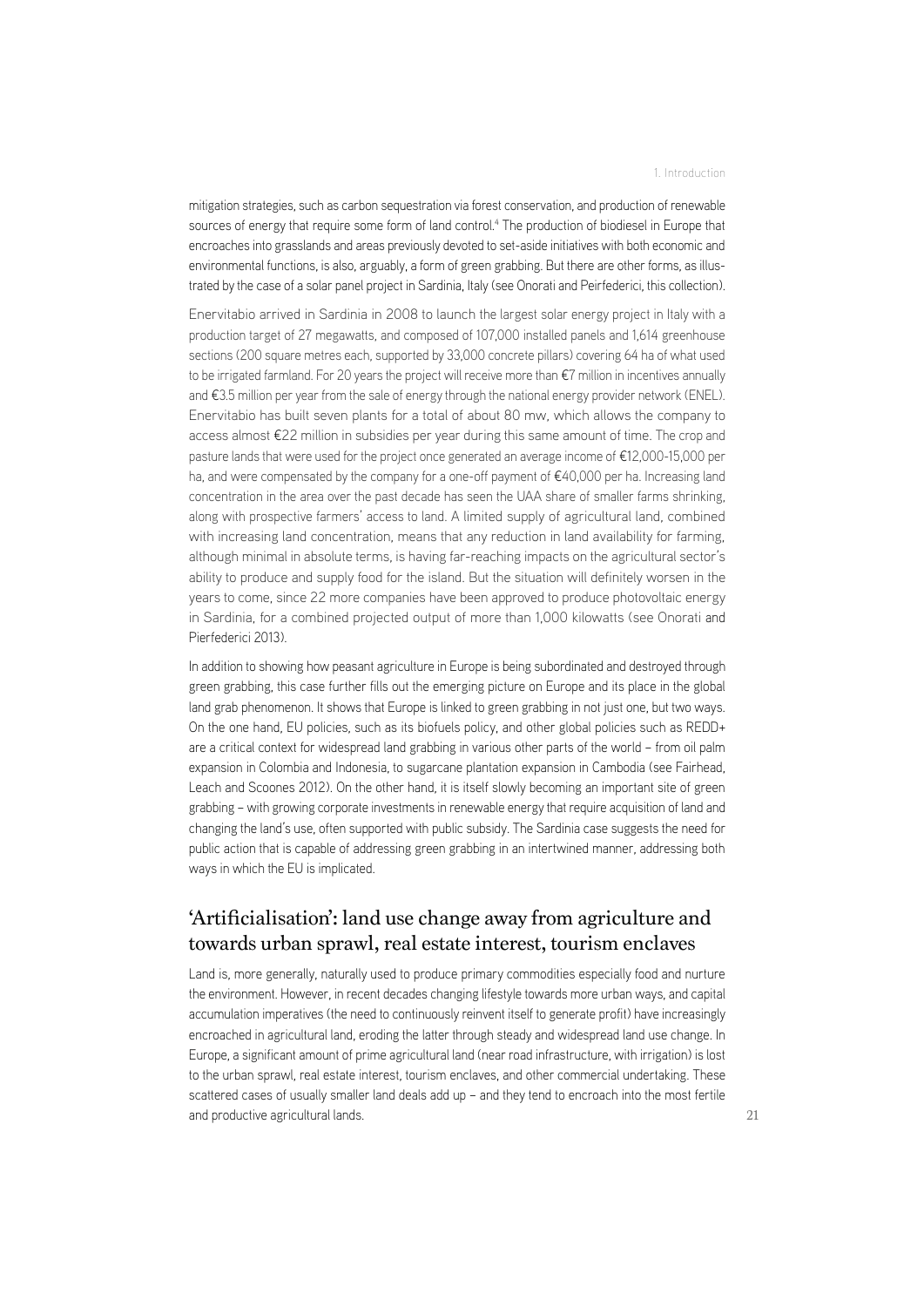mitigation strategies, such as carbon sequestration via forest conservation, and production of renewable sources of energy that require some form of land control.[4] The production of biodiesel in Europe that encroaches into grasslands and areas previously devoted to set-aside initiatives with both economic and environmental functions, is also, arguably, a form of green grabbing. But there are other forms, as illustrated by the case of a solar panel project in Sardinia, Italy (see Onorati and Peirfederici, this collection).

Enervitabio arrived in Sardinia in 2008 to launch the largest solar energy project in Italy with a production target of 27 megawatts, and composed of 107,000 installed panels and 1,614 greenhouse sections (200 square metres each, supported by 33,000 concrete pillars) covering 64 ha of what used to be irrigated farmland. For 20 years the project will receive more than €7 million in incentives annually and €3.5 million per year from the sale of energy through the national energy provider network (ENEL). Enervitabio has built seven plants for a total of about 80 mw, which allows the company to access almost €22 million in subsidies per year during this same amount of time. The crop and pasture lands that were used for the project once generated an average income of €12,000-15,000 per ha, and were compensated by the company for a one-off payment of €40,000 per ha. Increasing land concentration in the area over the past decade has seen the UAA share of smaller farms shrinking, along with prospective farmers' access to land. A limited supply of agricultural land, combined with increasing land concentration, means that any reduction in land availability for farming, although minimal in absolute terms, is having far-reaching impacts on the agricultural sector's ability to produce and supply food for the island. But the situation will definitely worsen in the years to come, since 22 more companies have been approved to produce photovoltaic energy in Sardinia, for a combined projected output of more than 1,000 kilowatts (see Onorati and Pierfederici 2013).

In addition to showing how peasant agriculture in Europe is being subordinated and destroyed through green grabbing, this case further fills out the emerging picture on Europe and its place in the global land grab phenomenon. It shows that Europe is linked to green grabbing in not just one, but two ways. On the one hand, EU policies, such as its biofuels policy, and other global policies such as REDD+ are a critical context for widespread land grabbing in various other parts of the world – from oil palm expansion in Colombia and Indonesia, to sugarcane plantation expansion in Cambodia (see Fairhead, Leach and Scoones 2012). On the other hand, it is itself slowly becoming an important site of green grabbing – with growing corporate investments in renewable energy that require acquisition of land and changing the land's use, often supported with public subsidy. The Sardinia case suggests the need for public action that is capable of addressing green grabbing in an intertwined manner, addressing both ways in which the EU is implicated.

## 'Artificialisation': land use change away from agriculture and towards urban sprawl, real estate interest, tourism enclaves

Land is, more generally, naturally used to produce primary commodities especially food and nurture the environment. However, in recent decades changing lifestyle towards more urban ways, and capital accumulation imperatives (the need to continuously reinvent itself to generate profit) have increasingly encroached in agricultural land, eroding the latter through steady and widespread land use change. In Europe, a significant amount of prime agricultural land (near road infrastructure, with irrigation) is lost to the urban sprawl, real estate interest, tourism enclaves, and other commercial undertaking. These scattered cases of usually smaller land deals add up – and they tend to encroach into the most fertile and productive agricultural lands.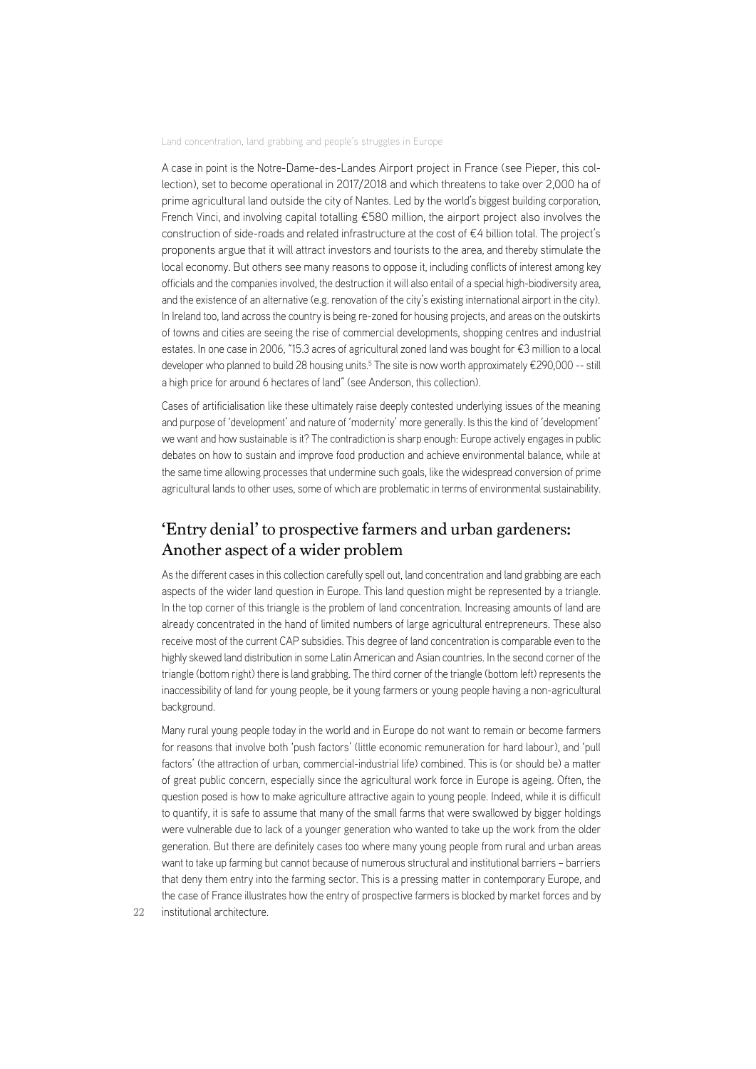A case in point is the Notre-Dame-des-Landes Airport project in France (see Pieper, this collection), set to become operational in 2017/2018 and which threatens to take over 2,000 ha of prime agricultural land outside the city of Nantes. Led by the world's biggest building corporation, French Vinci, and involving capital totalling €580 million, the airport project also involves the construction of side-roads and related infrastructure at the cost of €4 billion total. The project's proponents argue that it will attract investors and tourists to the area, and thereby stimulate the local economy. But others see many reasons to oppose it, including conflicts of interest among key officials and the companies involved, the destruction it will also entail of a special high-biodiversity area, and the existence of an alternative (e.g. renovation of the city's existing international airport in the city). In Ireland too, land across the country is being re-zoned for housing projects, and areas on the outskirts of towns and cities are seeing the rise of commercial developments, shopping centres and industrial estates. In one case in 2006, "15.3 acres of agricultural zoned land was bought for €3 million to a local developer who planned to build 28 housing units.[5] The site is now worth approximately €290,000 -- still a high price for around 6 hectares of land" (see Anderson, this collection).

Cases of artificialisation like these ultimately raise deeply contested underlying issues of the meaning and purpose of 'development' and nature of 'modernity' more generally. Is this the kind of 'development' we want and how sustainable is it? The contradiction is sharp enough: Europe actively engages in public debates on how to sustain and improve food production and achieve environmental balance, while at the same time allowing processes that undermine such goals, like the widespread conversion of prime agricultural lands to other uses, some of which are problematic in terms of environmental sustainability.

## 'Entry denial' to prospective farmers and urban gardeners: Another aspect of a wider problem

As the different cases in this collection carefully spell out, land concentration and land grabbing are each aspects of the wider land question in Europe. This land question might be represented by a triangle. In the top corner of this triangle is the problem of land concentration. Increasing amounts of land are already concentrated in the hand of limited numbers of large agricultural entrepreneurs. These also receive most of the current CAP subsidies. This degree of land concentration is comparable even to the highly skewed land distribution in some Latin American and Asian countries. In the second corner of the triangle (bottom right) there is land grabbing. The third corner of the triangle (bottom left) represents the inaccessibility of land for young people, be it young farmers or young people having a non-agricultural background.

Many rural young people today in the world and in Europe do not want to remain or become farmers for reasons that involve both 'push factors' (little economic remuneration for hard labour), and 'pull factors' (the attraction of urban, commercial-industrial life) combined. This is (or should be) a matter of great public concern, especially since the agricultural work force in Europe is ageing. Often, the question posed is how to make agriculture attractive again to young people. Indeed, while it is difficult to quantify, it is safe to assume that many of the small farms that were swallowed by bigger holdings were vulnerable due to lack of a younger generation who wanted to take up the work from the older generation. But there are definitely cases too where many young people from rural and urban areas want to take up farming but cannot because of numerous structural and institutional barriers – barriers that deny them entry into the farming sector. This is a pressing matter in contemporary Europe, and the case of France illustrates how the entry of prospective farmers is blocked by market forces and by institutional architecture.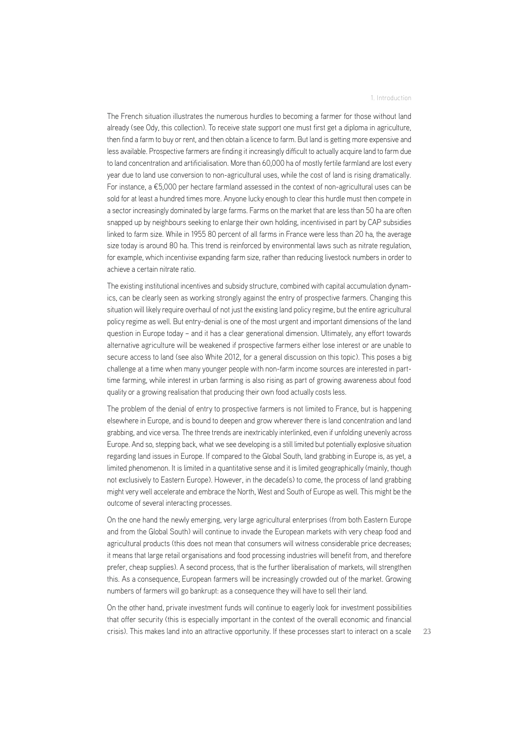The French situation illustrates the numerous hurdles to becoming a farmer for those without land already (see Ody, this collection). To receive state support one must first get a diploma in agriculture, then find a farm to buy or rent, and then obtain a licence to farm. But land is getting more expensive and less available. Prospective farmers are finding it increasingly difficult to actually acquire land to farm due to land concentration and artificialisation. More than 60,000 ha of mostly fertile farmland are lost every year due to land use conversion to non-agricultural uses, while the cost of land is rising dramatically. For instance, a €5,000 per hectare farmland assessed in the context of non-agricultural uses can be sold for at least a hundred times more. Anyone lucky enough to clear this hurdle must then compete in a sector increasingly dominated by large farms. Farms on the market that are less than 50 ha are often snapped up by neighbours seeking to enlarge their own holding, incentivised in part by CAP subsidies linked to farm size. While in 1955 80 percent of all farms in France were less than 20 ha, the average size today is around 80 ha. This trend is reinforced by environmental laws such as nitrate regulation, for example, which incentivise expanding farm size, rather than reducing livestock numbers in order to achieve a certain nitrate ratio.

The existing institutional incentives and subsidy structure, combined with capital accumulation dynamics, can be clearly seen as working strongly against the entry of prospective farmers. Changing this situation will likely require overhaul of not just the existing land policy regime, but the entire agricultural policy regime as well. But entry-denial is one of the most urgent and important dimensions of the land question in Europe today – and it has a clear generational dimension. Ultimately, any effort towards alternative agriculture will be weakened if prospective farmers either lose interest or are unable to secure access to land (see also White 2012, for a general discussion on this topic). This poses a big challenge at a time when many younger people with non-farm income sources are interested in part-time farming, while interest in urban farming is also rising as part of growing awareness about food quality or a growing realisation that producing their own food actually costs less.

The problem of the denial of entry to prospective farmers is not limited to France, but is happening elsewhere in Europe, and is bound to deepen and grow wherever there is land concentration and land grabbing, and vice versa. The three trends are inextricably interlinked, even if unfolding unevenly across Europe. And so, stepping back, what we see developing is a still limited but potentially explosive situation regarding land issues in Europe. If compared to the Global South, land grabbing in Europe is, as yet, a limited phenomenon. It is limited in a quantitative sense and it is limited geographically (mainly, though not exclusively to Eastern Europe). However, in the decade(s) to come, the process of land grabbing might very well accelerate and embrace the North, West and South of Europe as well. This might be the outcome of several interacting processes.

On the one hand the newly emerging, very large agricultural enterprises (from both Eastern Europe and from the Global South) will continue to invade the European markets with very cheap food and agricultural products (this does not mean that consumers will witness considerable price decreases; it means that large retail organisations and food processing industries will benefit from, and therefore prefer, cheap supplies). A second process, that is the further liberalisation of markets, will strengthen this. As a consequence, European farmers will be increasingly crowded out of the market. Growing numbers of farmers will go bankrupt: as a consequence they will have to sell their land.

On the other hand, private investment funds will continue to eagerly look for investment possibilities that offer security (this is especially important in the context of the overall economic and financial crisis). This makes land into an attractive opportunity. If these processes start to interact on a scale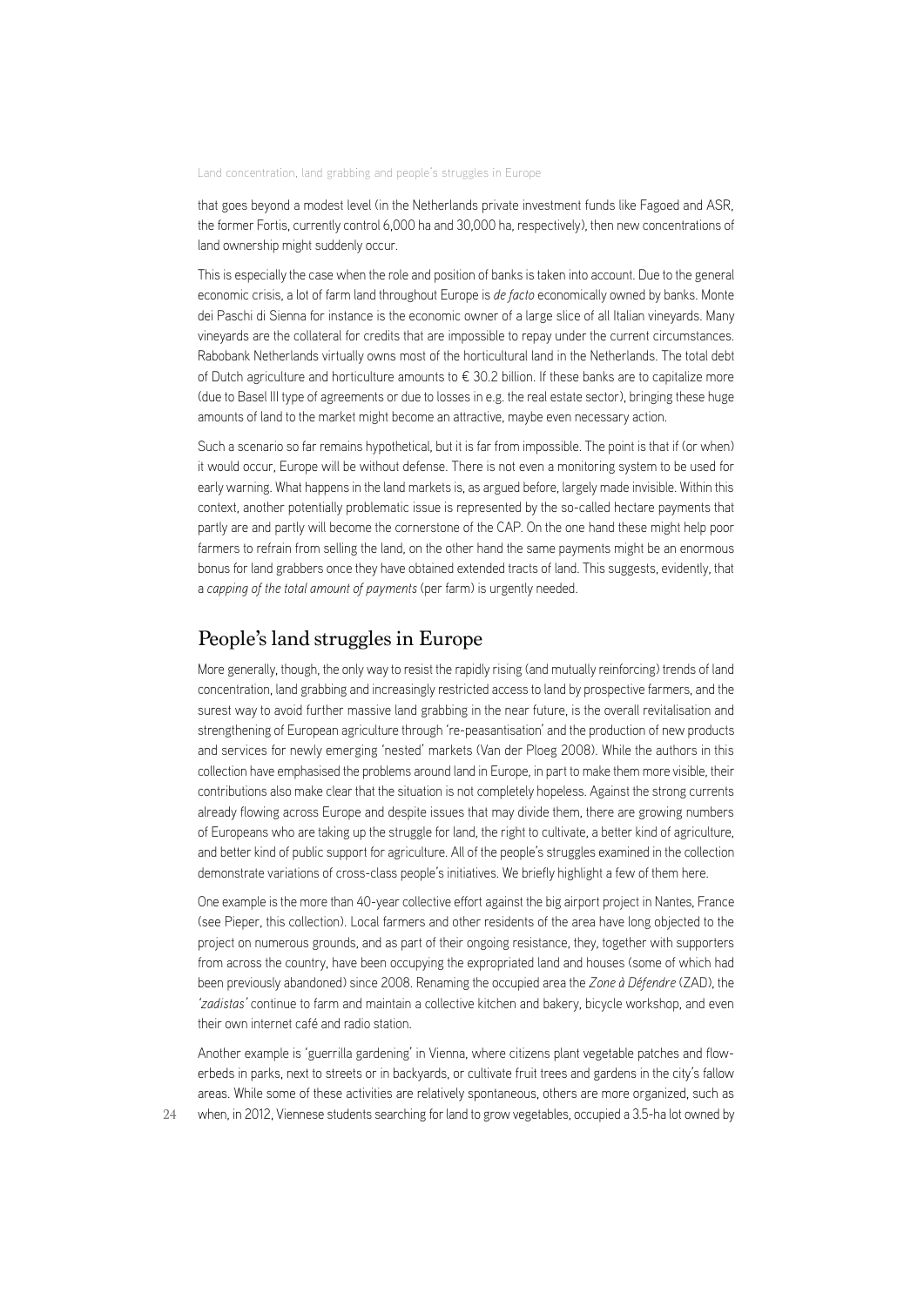that goes beyond a modest level (in the Netherlands private investment funds like Fagoed and ASR, the former Fortis, currently control 6,000 ha and 30,000 ha, respectively), then new concentrations of land ownership might suddenly occur.

This is especially the case when the role and position of banks is taken into account. Due to the general economic crisis, a lot of farm land throughout Europe is *de facto* economically owned by banks. Monte dei Paschi di Sienna for instance is the economic owner of a large slice of all Italian vineyards. Many vineyards are the collateral for credits that are impossible to repay under the current circumstances. Rabobank Netherlands virtually owns most of the horticultural land in the Netherlands. The total debt of Dutch agriculture and horticulture amounts to € 30.2 billion. If these banks are to capitalize more (due to Basel III type of agreements or due to losses in e.g. the real estate sector), bringing these huge amounts of land to the market might become an attractive, maybe even necessary action.

Such a scenario so far remains hypothetical, but it is far from impossible. The point is that if (or when) it would occur, Europe will be without defense. There is not even a monitoring system to be used for early warning. What happens in the land markets is, as argued before, largely made invisible. Within this context, another potentially problematic issue is represented by the so-called hectare payments that partly are and partly will become the cornerstone of the CAP. On the one hand these might help poor farmers to refrain from selling the land, on the other hand the same payments might be an enormous bonus for land grabbers once they have obtained extended tracts of land. This suggests, evidently, that a *capping of the total amount of payments* (per farm) is urgently needed.

## People's land struggles in Europe

More generally, though, the only way to resist the rapidly rising (and mutually reinforcing) trends of land concentration, land grabbing and increasingly restricted access to land by prospective farmers, and the surest way to avoid further massive land grabbing in the near future, is the overall revitalisation and strengthening of European agriculture through 're-peasantisation' and the production of new products and services for newly emerging 'nested' markets (Van der Ploeg 2008). While the authors in this collection have emphasised the problems around land in Europe, in part to make them more visible, their contributions also make clear that the situation is not completely hopeless. Against the strong currents already flowing across Europe and despite issues that may divide them, there are growing numbers of Europeans who are taking up the struggle for land, the right to cultivate, a better kind of agriculture, and better kind of public support for agriculture. All of the people's struggles examined in the collection demonstrate variations of cross-class people's initiatives. We briefly highlight a few of them here.

One example is the more than 40-year collective effort against the big airport project in Nantes, France (see Pieper, this collection). Local farmers and other residents of the area have long objected to the project on numerous grounds, and as part of their ongoing resistance, they, together with supporters from across the country, have been occupying the expropriated land and houses (some of which had been previously abandoned) since 2008. Renaming the occupied area the *Zone à Défendre* (ZAD), the *'zadistas'* continue to farm and maintain a collective kitchen and bakery, bicycle workshop, and even their own internet café and radio station.

Another example is 'guerrilla gardening' in Vienna, where citizens plant vegetable patches and flowerbeds in parks, next to streets or in backyards, or cultivate fruit trees and gardens in the city's fallow areas. While some of these activities are relatively spontaneous, others are more organized, such as when, in 2012, Viennese students searching for land to grow vegetables, occupied a 3.5-ha lot owned by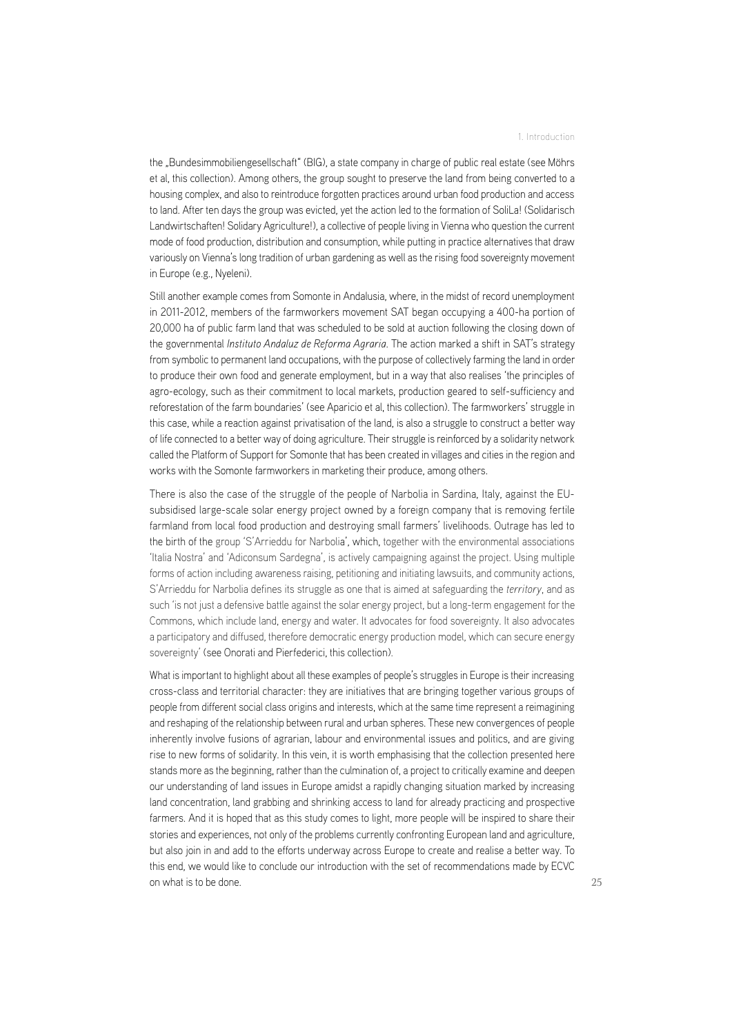the „Bundesimmobiliengesellschaft" (BIG), a state company in charge of public real estate (see Möhrs et al, this collection). Among others, the group sought to preserve the land from being converted to a housing complex, and also to reintroduce forgotten practices around urban food production and access to land. After ten days the group was evicted, yet the action led to the formation of SoliLa! (Solidarisch Landwirtschaften! Solidary Agriculture!), a collective of people living in Vienna who question the current mode of food production, distribution and consumption, while putting in practice alternatives that draw variously on Vienna's long tradition of urban gardening as well as the rising food sovereignty movement in Europe (e.g., Nyeleni).

Still another example comes from Somonte in Andalusia, where, in the midst of record unemployment in 2011-2012, members of the farmworkers movement SAT began occupying a 400-ha portion of 20,000 ha of public farm land that was scheduled to be sold at auction following the closing down of the governmental *Instituto Andaluz de Reforma Agraria*. The action marked a shift in SAT's strategy from symbolic to permanent land occupations, with the purpose of collectively farming the land in order to produce their own food and generate employment, but in a way that also realises 'the principles of agro-ecology, such as their commitment to local markets, production geared to self-sufficiency and reforestation of the farm boundaries' (see Aparicio et al, this collection). The farmworkers' struggle in this case, while a reaction against privatisation of the land, is also a struggle to construct a better way of life connected to a better way of doing agriculture. Their struggle is reinforced by a solidarity network called the Platform of Support for Somonte that has been created in villages and cities in the region and works with the Somonte farmworkers in marketing their produce, among others.

There is also the case of the struggle of the people of Narbolia in Sardina, Italy, against the EU-subsidised large-scale solar energy project owned by a foreign company that is removing fertile farmland from local food production and destroying small farmers' livelihoods. Outrage has led to the birth of the group 'S'Arrieddu for Narbolia', which, together with the environmental associations 'Italia Nostra' and 'Adiconsum Sardegna', is actively campaigning against the project. Using multiple forms of action including awareness raising, petitioning and initiating lawsuits, and community actions, S'Arrieddu for Narbolia defines its struggle as one that is aimed at safeguarding the *territory*, and as such 'is not just a defensive battle against the solar energy project, but a long-term engagement for the Commons, which include land, energy and water. It advocates for food sovereignty. It also advocates a participatory and diffused, therefore democratic energy production model, which can secure energy sovereignty' (see Onorati and Pierfederici, this collection).

What is important to highlight about all these examples of people's struggles in Europe is their increasing cross-class and territorial character: they are initiatives that are bringing together various groups of people from different social class origins and interests, which at the same time represent a reimagining and reshaping of the relationship between rural and urban spheres. These new convergences of people inherently involve fusions of agrarian, labour and environmental issues and politics, and are giving rise to new forms of solidarity. In this vein, it is worth emphasising that the collection presented here stands more as the beginning, rather than the culmination of, a project to critically examine and deepen our understanding of land issues in Europe amidst a rapidly changing situation marked by increasing land concentration, land grabbing and shrinking access to land for already practicing and prospective farmers. And it is hoped that as this study comes to light, more people will be inspired to share their stories and experiences, not only of the problems currently confronting European land and agriculture, but also join in and add to the efforts underway across Europe to create and realise a better way. To this end, we would like to conclude our introduction with the set of recommendations made by ECVC on what is to be done.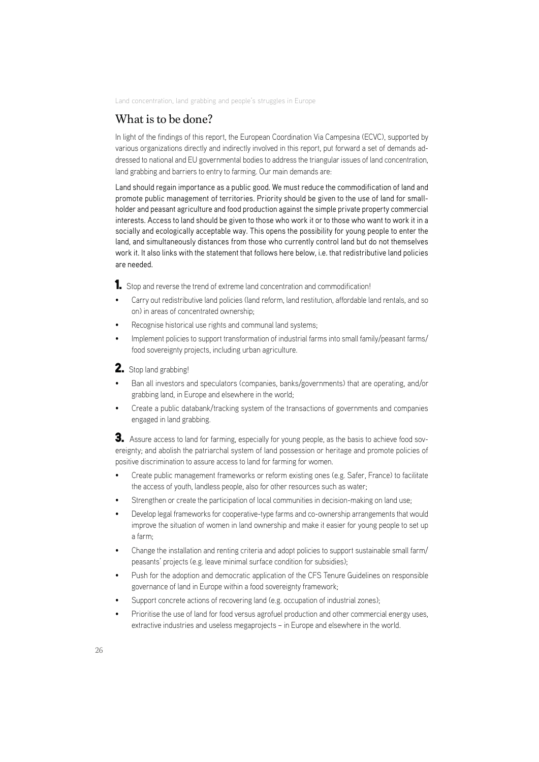## What is to be done?

In light of the findings of this report, the European Coordination Via Campesina (ECVC), supported by various organizations directly and indirectly involved in this report, put forward a set of demands addressed to national and EU governmental bodies to address the triangular issues of land concentration, land grabbing and barriers to entry to farming. Our main demands are:

Land should regain importance as a public good. We must reduce the commodification of land and promote public management of territories. Priority should be given to the use of land for smallholder and peasant agriculture and food production against the simple private property commercial interests. Access to land should be given to those who work it or to those who want to work it in a socially and ecologically acceptable way. This opens the possibility for young people to enter the land, and simultaneously distances from those who currently control land but do not themselves work it. It also links with the statement that follows here below, i.e. that redistributive land policies are needed.

**1.** Stop and reverse the trend of extreme land concentration and commodification!

- Carry out redistributive land policies (land reform, land restitution, affordable land rentals, and so on) in areas of concentrated ownership;
- Recognise historical use rights and communal land systems;
- Implement policies to support transformation of industrial farms into small family/peasant farms/food sovereignty projects, including urban agriculture.

**2.** Stop land grabbing!

- Ban all investors and speculators (companies, banks/governments) that are operating, and/or grabbing land, in Europe and elsewhere in the world;
- Create a public databank/tracking system of the transactions of governments and companies engaged in land grabbing.

**3.** Assure access to land for farming, especially for young people, as the basis to achieve food sovereignty; and abolish the patriarchal system of land possession or heritage and promote policies of positive discrimination to assure access to land for farming for women.

- Create public management frameworks or reform existing ones (e.g. Safer, France) to facilitate the access of youth, landless people, also for other resources such as water;
- Strengthen or create the participation of local communities in decision-making on land use;
- Develop legal frameworks for cooperative-type farms and co-ownership arrangements that would improve the situation of women in land ownership and make it easier for young people to set up a farm;
- Change the installation and renting criteria and adopt policies to support sustainable small farm/peasants' projects (e.g. leave minimal surface condition for subsidies);
- Push for the adoption and democratic application of the CFS Tenure Guidelines on responsible governance of land in Europe within a food sovereignty framework;
- Support concrete actions of recovering land (e.g. occupation of industrial zones);
- Prioritise the use of land for food versus agrofuel production and other commercial energy uses, extractive industries and useless megaprojects – in Europe and elsewhere in the world.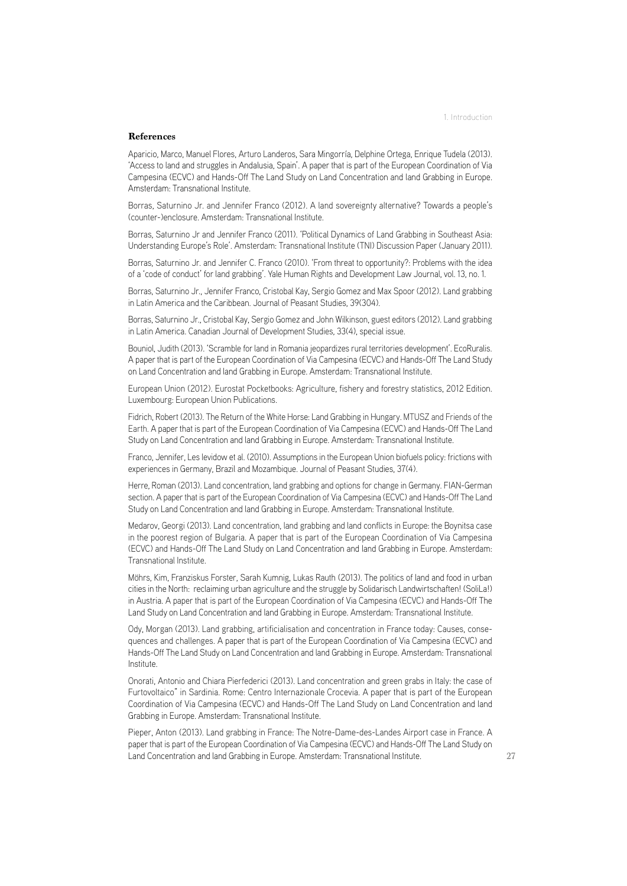### References

Aparicio, Marco, Manuel Flores, Arturo Landeros, Sara Mingorría, Delphine Ortega, Enrique Tudela (2013). 'Access to land and struggles in Andalusia, Spain'. A paper that is part of the European Coordination of Via Campesina (ECVC) and Hands-Off The Land Study on Land Concentration and land Grabbing in Europe. Amsterdam: Transnational Institute.

Borras, Saturnino Jr. and Jennifer Franco (2012). A land sovereignty alternative? Towards a people's (counter-)enclosure. Amsterdam: Transnational Institute.

Borras, Saturnino Jr and Jennifer Franco (2011). 'Political Dynamics of Land Grabbing in Southeast Asia: Understanding Europe's Role'. Amsterdam: Transnational Institute (TNI) Discussion Paper (January 2011).

Borras, Saturnino Jr. and Jennifer C. Franco (2010). 'From threat to opportunity?: Problems with the idea of a 'code of conduct' for land grabbing'. Yale Human Rights and Development Law Journal, vol. 13, no. 1.

Borras, Saturnino Jr., Jennifer Franco, Cristobal Kay, Sergio Gomez and Max Spoor (2012). Land grabbing in Latin America and the Caribbean. Journal of Peasant Studies, 39(304).

Borras, Saturnino Jr., Cristobal Kay, Sergio Gomez and John Wilkinson, guest editors (2012). Land grabbing in Latin America. Canadian Journal of Development Studies, 33(4), special issue.

Bouniol, Judith (2013). 'Scramble for land in Romania jeopardizes rural territories development'. EcoRuralis. A paper that is part of the European Coordination of Via Campesina (ECVC) and Hands-Off The Land Study on Land Concentration and land Grabbing in Europe. Amsterdam: Transnational Institute.

European Union (2012). Eurostat Pocketbooks: Agriculture, fishery and forestry statistics, 2012 Edition. Luxembourg: European Union Publications.

Fidrich, Robert (2013). The Return of the White Horse: Land Grabbing in Hungary. MTUSZ and Friends of the Earth. A paper that is part of the European Coordination of Via Campesina (ECVC) and Hands-Off The Land Study on Land Concentration and land Grabbing in Europe. Amsterdam: Transnational Institute.

Franco, Jennifer, Les levidow et al. (2010). Assumptions in the European Union biofuels policy: frictions with experiences in Germany, Brazil and Mozambique. Journal of Peasant Studies, 37(4).

Herre, Roman (2013). Land concentration, land grabbing and options for change in Germany. FIAN-German section. A paper that is part of the European Coordination of Via Campesina (ECVC) and Hands-Off The Land Study on Land Concentration and land Grabbing in Europe. Amsterdam: Transnational Institute.

Medarov, Georgi (2013). Land concentration, land grabbing and land conflicts in Europe: the Boynitsa case in the poorest region of Bulgaria. A paper that is part of the European Coordination of Via Campesina (ECVC) and Hands-Off The Land Study on Land Concentration and land Grabbing in Europe. Amsterdam: Transnational Institute.

Möhrs, Kim, Franziskus Forster, Sarah Kumnig, Lukas Rauth (2013). The politics of land and food in urban cities in the North: reclaiming urban agriculture and the struggle by Solidarisch Landwirtschaften! (SoliLa!) in Austria. A paper that is part of the European Coordination of Via Campesina (ECVC) and Hands-Off The Land Study on Land Concentration and land Grabbing in Europe. Amsterdam: Transnational Institute.

Ody, Morgan (2013). Land grabbing, artificialisation and concentration in France today: Causes, consequences and challenges. A paper that is part of the European Coordination of Via Campesina (ECVC) and Hands-Off The Land Study on Land Concentration and land Grabbing in Europe. Amsterdam: Transnational Institute.

Onorati, Antonio and Chiara Pierfederici (2013). Land concentration and green grabs in Italy: the case of Furtovoltaico" in Sardinia. Rome: Centro Internazionale Crocevia. A paper that is part of the European Coordination of Via Campesina (ECVC) and Hands-Off The Land Study on Land Concentration and land Grabbing in Europe. Amsterdam: Transnational Institute.

Pieper, Anton (2013). Land grabbing in France: The Notre-Dame-des-Landes Airport case in France. A paper that is part of the European Coordination of Via Campesina (ECVC) and Hands-Off The Land Study on Land Concentration and land Grabbing in Europe. Amsterdam: Transnational Institute.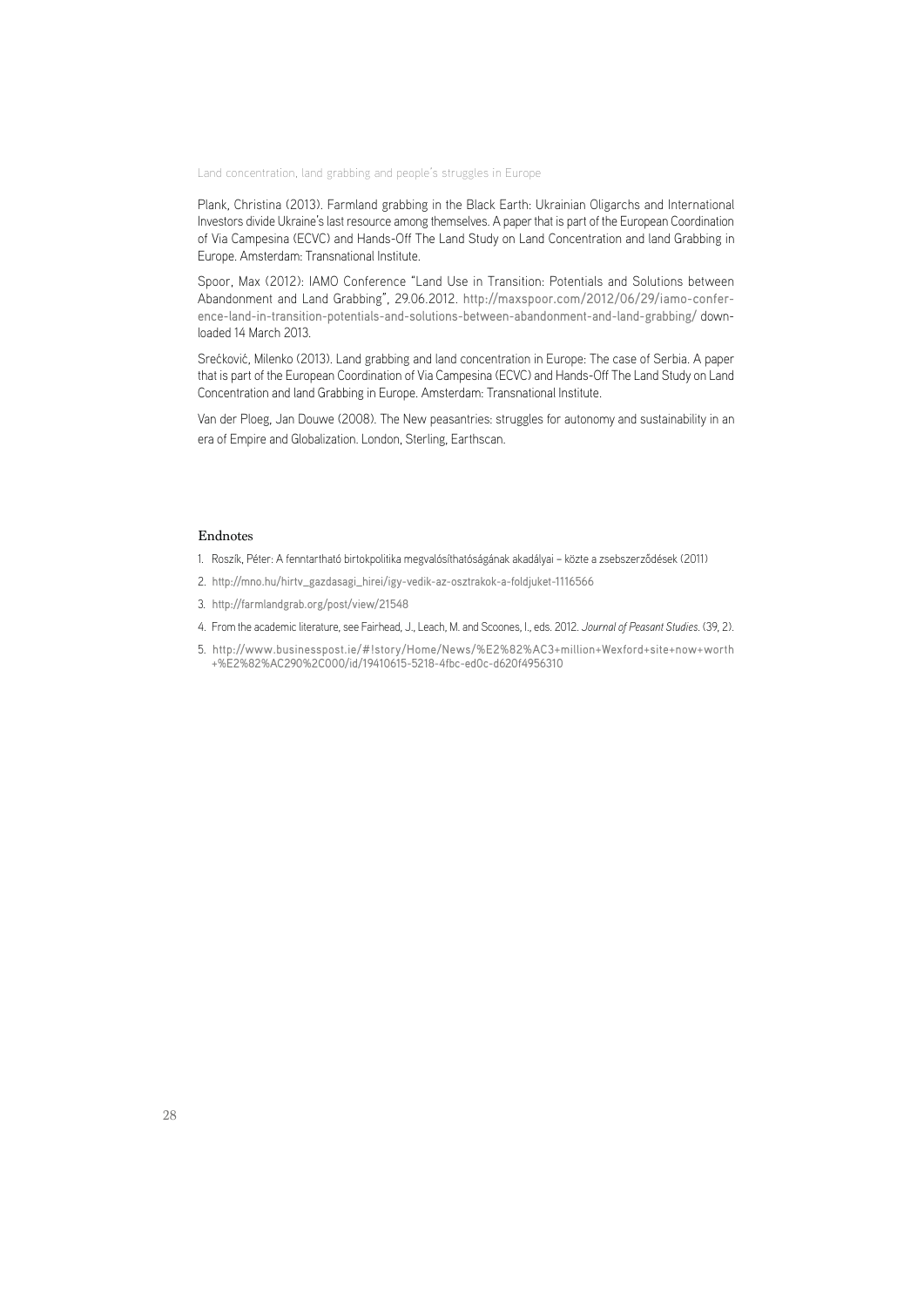Plank, Christina (2013). Farmland grabbing in the Black Earth: Ukrainian Oligarchs and International Investors divide Ukraine's last resource among themselves. A paper that is part of the European Coordination of Via Campesina (ECVC) and Hands-Off The Land Study on Land Concentration and land Grabbing in Europe. Amsterdam: Transnational Institute.

Spoor, Max (2012): IAMO Conference "Land Use in Transition: Potentials and Solutions between Abandonment and Land Grabbing", 29.06.2012. http://maxspoor.com/2012/06/29/iamo-conference-land-in-transition-potentials-and-solutions-between-abandonment-and-land-grabbing/ downloaded 14 March 2013.

Srećković, Milenko (2013). Land grabbing and land concentration in Europe: The case of Serbia. A paper that is part of the European Coordination of Via Campesina (ECVC) and Hands-Off The Land Study on Land Concentration and land Grabbing in Europe. Amsterdam: Transnational Institute.

Van der Ploeg, Jan Douwe (2008). The New peasantries: struggles for autonomy and sustainability in an era of Empire and Globalization. London, Sterling, Earthscan.

## Endnotes

1. Roszík, Péter: A fenntartható birtokpolitika megvalósíthatóságának akadályai – közte a zsebszerződések (2011)
2. http://mno.hu/hirtv_gazdasagi_hirei/igy-vedik-az-osztrakok-a-foldjuket-1116566
3. http://farmlandgrab.org/post/view/21548
4. From the academic literature, see Fairhead, J., Leach, M. and Scoones, I., eds. 2012. *Journal of Peasant Studies*. (39, 2).
5. http://www.businesspost.ie/#!story/Home/News/%E2%82%AC3+million+Wexford+site+now+worth+%E2%82%AC290%2C000/id/19410615-5218-4fbc-ed0c-d620f4956310